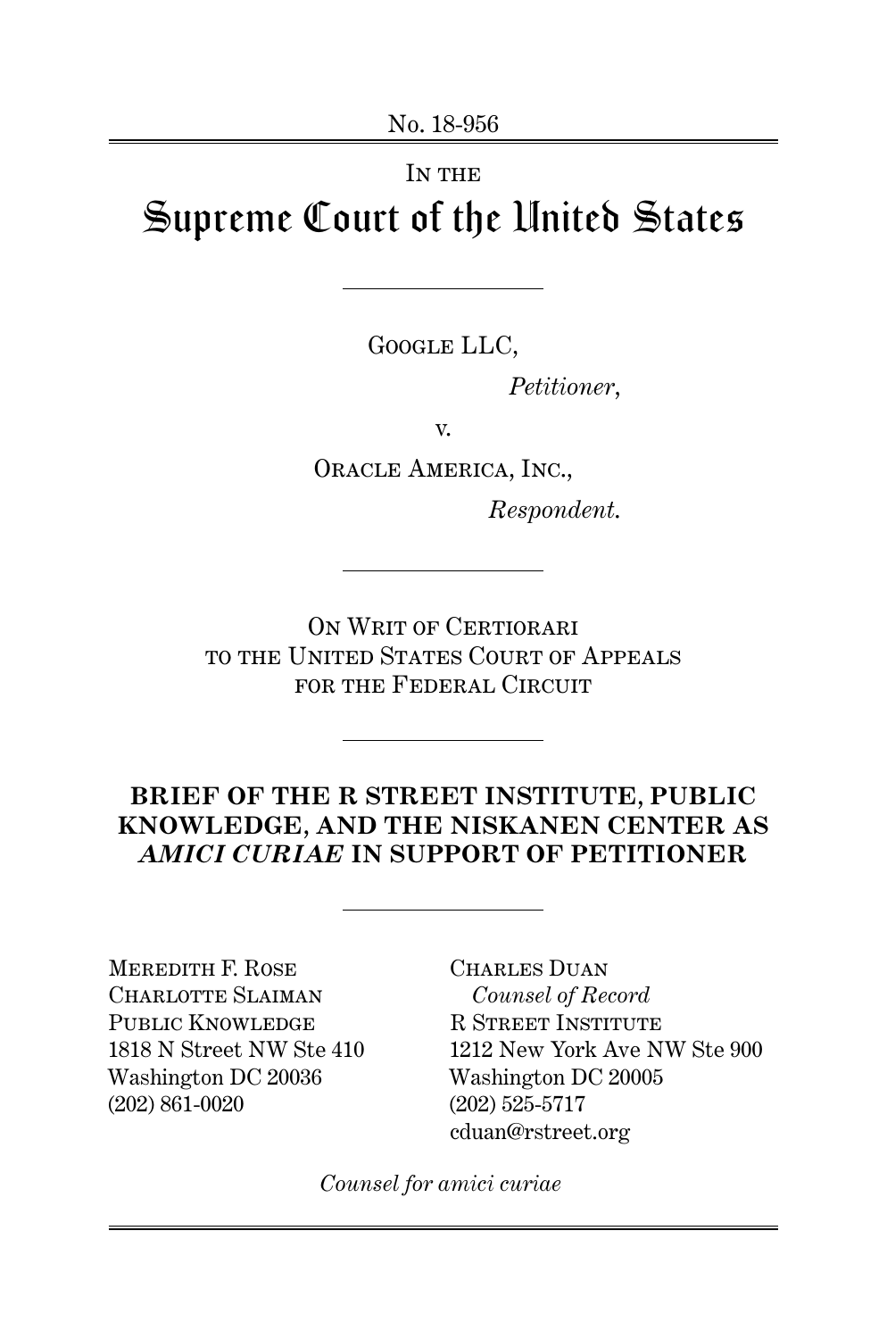No. 18-956

IN THE

# Supreme Court of the United States

---

GOOGLE LLC,

*Petitioner*,

v.

ORACLE AMERICA, INC.,

*Respondent*.

---

ON WRIT OF CERTIORARI
TO THE UNITED STATES COURT OF APPEALS
FOR THE FEDERAL CIRCUIT

---

**BRIEF OF THE R STREET INSTITUTE, PUBLIC KNOWLEDGE, AND THE NISKANEN CENTER AS *AMICI CURIAE* IN SUPPORT OF PETITIONER**

---

MEREDITH F. ROSE
CHARLOTTE SLAIMAN
PUBLIC KNOWLEDGE
1818 N Street NW Ste 410
Washington DC 20036
(202) 861-0020

CHARLES DUAN
*Counsel of Record*
R STREET INSTITUTE
1212 New York Ave NW Ste 900
Washington DC 20005
(202) 525-5717
cduan@rstreet.org

*Counsel for amici curiae*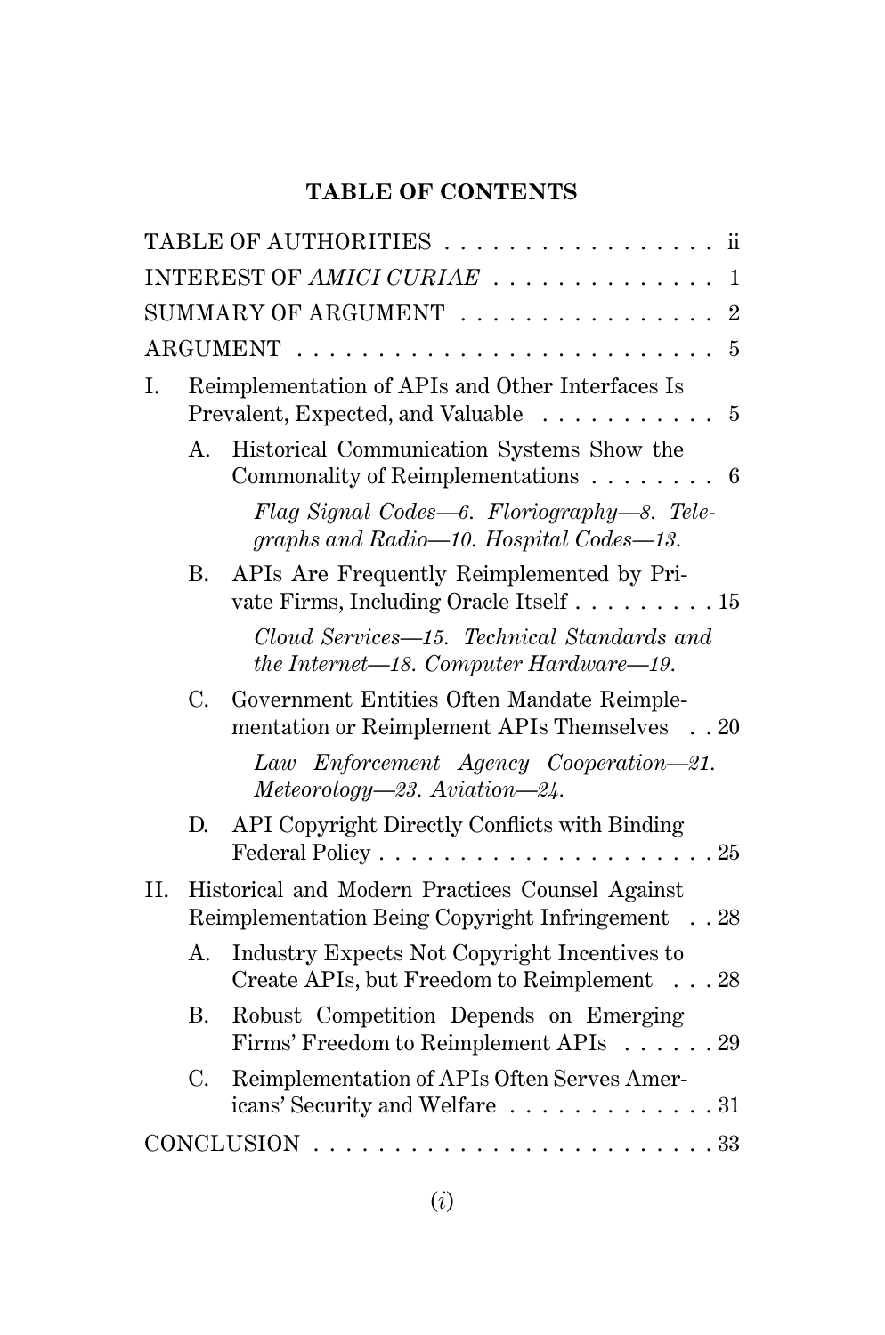## TABLE OF CONTENTS

TABLE OF AUTHORITIES . . . . . . . . . . . . . . . . . ii

INTEREST OF *AMICI CURIAE* . . . . . . . . . . . . . . 1

SUMMARY OF ARGUMENT . . . . . . . . . . . . . . . . 2

ARGUMENT . . . . . . . . . . . . . . . . . . . . . . . . . . 5

I. Reimplementation of APIs and Other Interfaces Is Prevalent, Expected, and Valuable . . . . . . . . . . . 5

- A. Historical Communication Systems Show the Commonality of Reimplementations . . . . . . . . 6

  *Flag Signal Codes—6. Floriography—8. Telegraphs and Radio—10. Hospital Codes—13.*

- B. APIs Are Frequently Reimplemented by Private Firms, Including Oracle Itself . . . . . . . . . 15

  *Cloud Services—15. Technical Standards and the Internet—18. Computer Hardware—19.*

- C. Government Entities Often Mandate Reimplementation or Reimplement APIs Themselves . . 20

  *Law Enforcement Agency Cooperation—21. Meteorology—23. Aviation—24.*

- D. API Copyright Directly Conflicts with Binding Federal Policy . . . . . . . . . . . . . . . . . . . . . 25

II. Historical and Modern Practices Counsel Against Reimplementation Being Copyright Infringement . . 28

- A. Industry Expects Not Copyright Incentives to Create APIs, but Freedom to Reimplement . . . 28
- B. Robust Competition Depends on Emerging Firms' Freedom to Reimplement APIs . . . . . . 29
- C. Reimplementation of APIs Often Serves Americans' Security and Welfare . . . . . . . . . . . . . 31

CONCLUSION . . . . . . . . . . . . . . . . . . . . . . . . . 33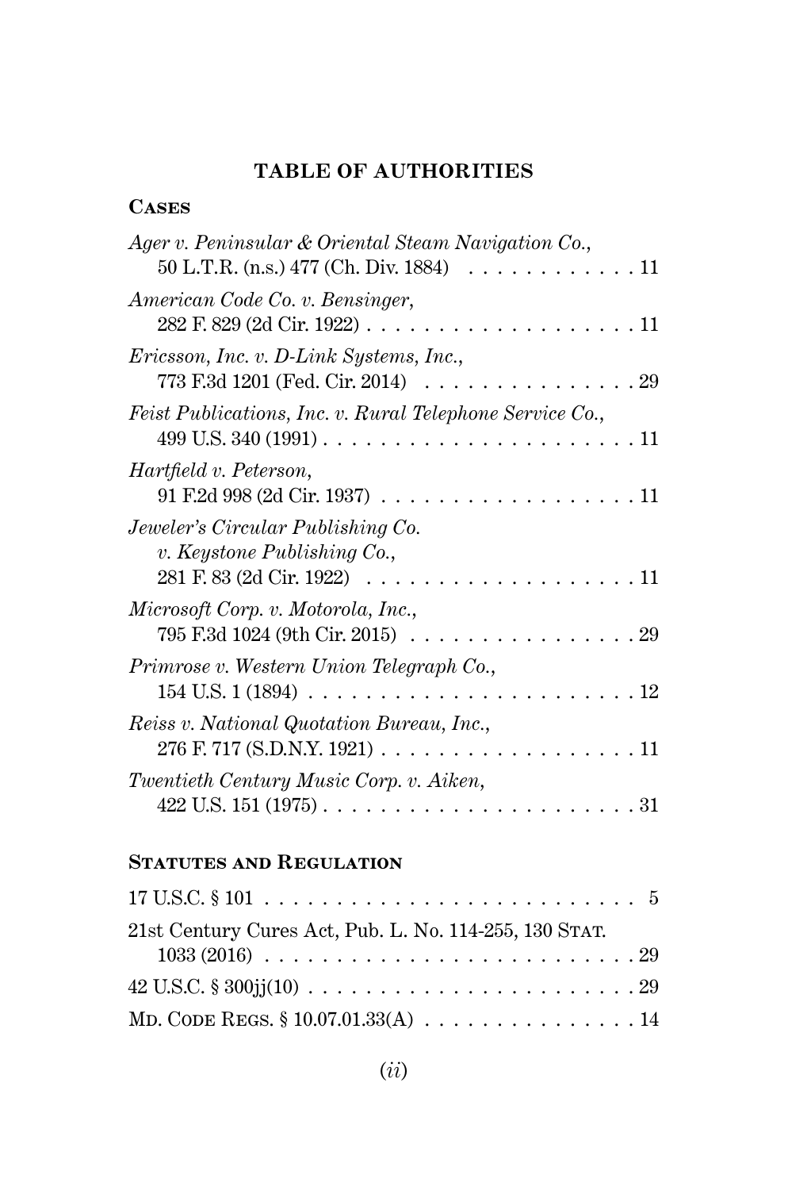## TABLE OF AUTHORITIES

### Cases

*Ager v. Peninsular & Oriental Steam Navigation Co.*, 50 L.T.R. (n.s.) 477 (Ch. Div. 1884) . . . . . . . . . . . . 11

*American Code Co. v. Bensinger*, 282 F. 829 (2d Cir. 1922) . . . . . . . . . . . . . . . . . . . . 11

*Ericsson, Inc. v. D-Link Systems, Inc.*, 773 F.3d 1201 (Fed. Cir. 2014) . . . . . . . . . . . . . . . . 29

*Feist Publications, Inc. v. Rural Telephone Service Co.*, 499 U.S. 340 (1991) . . . . . . . . . . . . . . . . . . . . . . . 11

*Hartfield v. Peterson*, 91 F.2d 998 (2d Cir. 1937) . . . . . . . . . . . . . . . . . . . 11

*Jeweler's Circular Publishing Co. v. Keystone Publishing Co.*, 281 F. 83 (2d Cir. 1922) . . . . . . . . . . . . . . . . . . . . 11

*Microsoft Corp. v. Motorola, Inc.*, 795 F.3d 1024 (9th Cir. 2015) . . . . . . . . . . . . . . . . . 29

*Primrose v. Western Union Telegraph Co.*, 154 U.S. 1 (1894) . . . . . . . . . . . . . . . . . . . . . . . . 12

*Reiss v. National Quotation Bureau, Inc.*, 276 F. 717 (S.D.N.Y. 1921) . . . . . . . . . . . . . . . . . . . 11

*Twentieth Century Music Corp. v. Aiken*, 422 U.S. 151 (1975) . . . . . . . . . . . . . . . . . . . . . . . 31

### Statutes and Regulation

17 U.S.C. § 101 . . . . . . . . . . . . . . . . . . . . . . . . . . 5

21st Century Cures Act, Pub. L. No. 114-255, 130 Stat. 1033 (2016) . . . . . . . . . . . . . . . . . . . . . . . . . . . 29

42 U.S.C. § 300jj(10) . . . . . . . . . . . . . . . . . . . . . . . 29

Md. Code Regs. § 10.07.01.33(A) . . . . . . . . . . . . . . . 14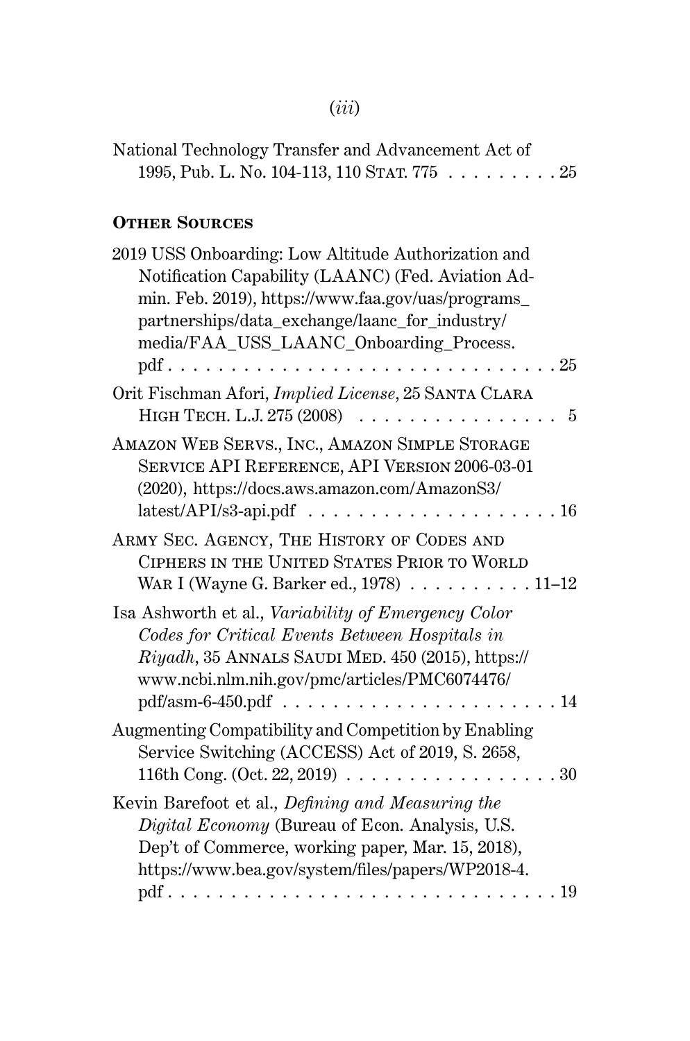National Technology Transfer and Advancement Act of 1995, Pub. L. No. 104-113, 110 STAT. 775 . . . . . . . . . 25

**OTHER SOURCES**

2019 USS Onboarding: Low Altitude Authorization and Notification Capability (LAANC) (Fed. Aviation Admin. Feb. 2019), https://www.faa.gov/uas/programs_partnerships/data_exchange/laanc_for_industry/media/FAA_USS_LAANC_Onboarding_Process.pdf . . . . . . . . . . . . . . . . . . . . . . . . . . . . . . . 25

Orit Fischman Afori, *Implied License*, 25 SANTA CLARA HIGH TECH. L.J. 275 (2008) . . . . . . . . . . . . . . . . 5

AMAZON WEB SERVS., INC., AMAZON SIMPLE STORAGE SERVICE API REFERENCE, API VERSION 2006-03-01 (2020), https://docs.aws.amazon.com/AmazonS3/latest/API/s3-api.pdf . . . . . . . . . . . . . . . . . . . . 16

ARMY SEC. AGENCY, THE HISTORY OF CODES AND CIPHERS IN THE UNITED STATES PRIOR TO WORLD WAR I (Wayne G. Barker ed., 1978) . . . . . . . . . . 11–12

Isa Ashworth et al., *Variability of Emergency Color Codes for Critical Events Between Hospitals in Riyadh*, 35 ANNALS SAUDI MED. 450 (2015), https://www.ncbi.nlm.nih.gov/pmc/articles/PMC6074476/pdf/asm-6-450.pdf . . . . . . . . . . . . . . . . . . . . . . 14

Augmenting Compatibility and Competition by Enabling Service Switching (ACCESS) Act of 2019, S. 2658, 116th Cong. (Oct. 22, 2019) . . . . . . . . . . . . . . . . . 30

Kevin Barefoot et al., *Defining and Measuring the Digital Economy* (Bureau of Econ. Analysis, U.S. Dep't of Commerce, working paper, Mar. 15, 2018), https://www.bea.gov/system/files/papers/WP2018-4.pdf . . . . . . . . . . . . . . . . . . . . . . . . . . . . . . . 19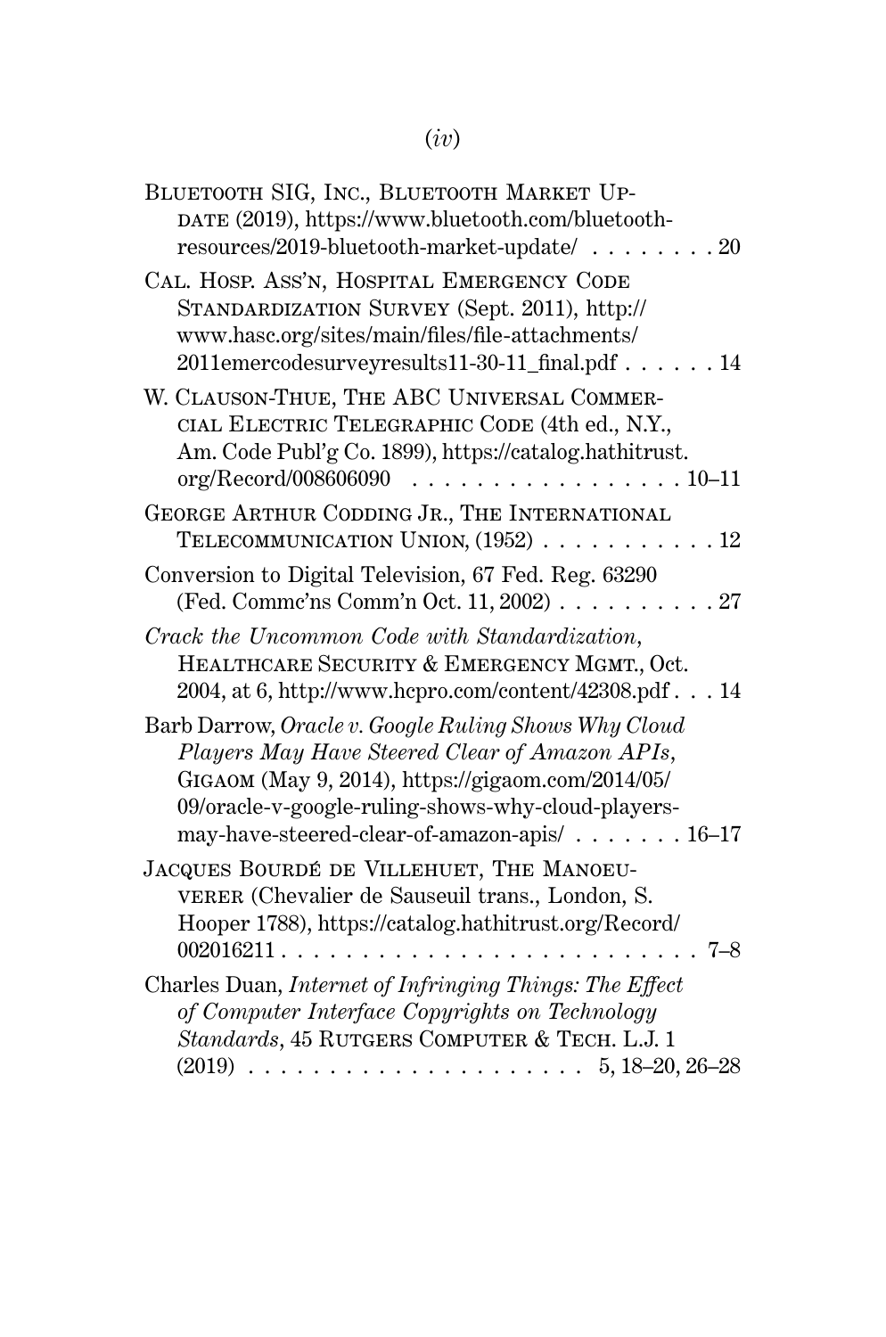Bluetooth SIG, Inc., Bluetooth Market Update (2019), https://www.bluetooth.com/bluetooth-resources/2019-bluetooth-market-update/ . . . . . . . . 20

Cal. Hosp. Ass'n, Hospital Emergency Code Standardization Survey (Sept. 2011), http://www.hasc.org/sites/main/files/file-attachments/2011emercodesurveyresults11-30-11_final.pdf . . . . . . 14

W. Clauson-Thue, The ABC Universal Commercial Electric Telegraphic Code (4th ed., N.Y., Am. Code Publ'g Co. 1899), https://catalog.hathitrust.org/Record/008606090 . . . . . . . . . . . . . . . . . 10–11

George Arthur Codding Jr., The International Telecommunication Union, (1952) . . . . . . . . . . . 12

Conversion to Digital Television, 67 Fed. Reg. 63290 (Fed. Commc'ns Comm'n Oct. 11, 2002) . . . . . . . . . . 27

*Crack the Uncommon Code with Standardization*, Healthcare Security & Emergency Mgmt., Oct. 2004, at 6, http://www.hcpro.com/content/42308.pdf . . . 14

Barb Darrow, *Oracle v. Google Ruling Shows Why Cloud Players May Have Steered Clear of Amazon APIs*, Gigaom (May 9, 2014), https://gigaom.com/2014/05/09/oracle-v-google-ruling-shows-why-cloud-players-may-have-steered-clear-of-amazon-apis/ . . . . . . . 16–17

Jacques Bourdé de Villehuet, The Manoeuverer (Chevalier de Sauseuil trans., London, S. Hooper 1788), https://catalog.hathitrust.org/Record/002016211 . . . . . . . . . . . . . . . . . . . . . . . . . . 7–8

Charles Duan, *Internet of Infringing Things: The Effect of Computer Interface Copyrights on Technology Standards*, 45 Rutgers Computer & Tech. L.J. 1 (2019) . . . . . . . . . . . . . . . . . . . . . 5, 18–20, 26–28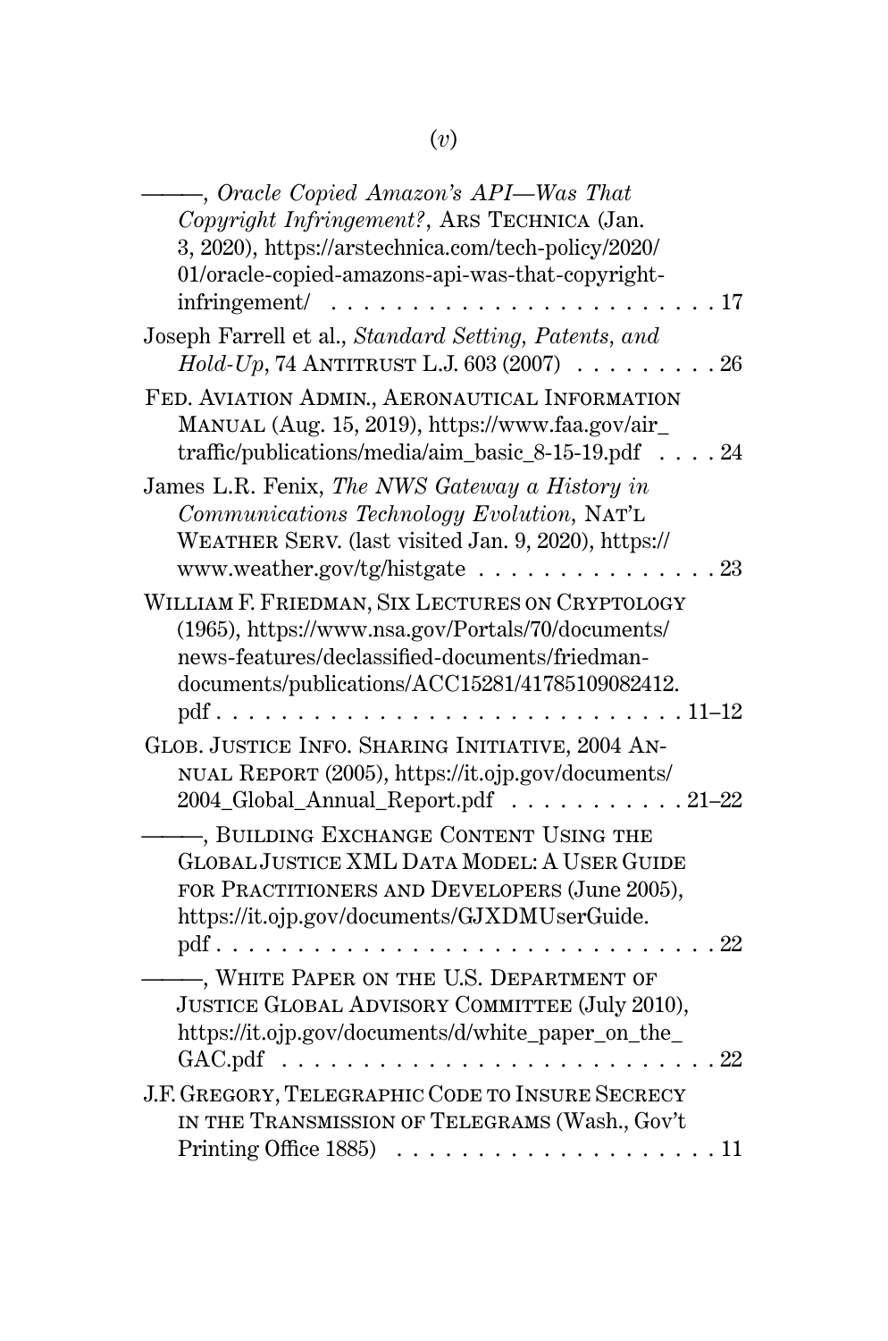———, *Oracle Copied Amazon's API—Was That Copyright Infringement?*, ARS TECHNICA (Jan. 3, 2020), https://arstechnica.com/tech-policy/2020/01/oracle-copied-amazons-api-was-that-copyright-infringement/ . . . . . . . . . . . . . . . . . . . . . . . . 17

Joseph Farrell et al., *Standard Setting, Patents, and Hold-Up*, 74 ANTITRUST L.J. 603 (2007) . . . . . . . . . 26

FED. AVIATION ADMIN., AERONAUTICAL INFORMATION MANUAL (Aug. 15, 2019), https://www.faa.gov/air_traffic/publications/media/aim_basic_8-15-19.pdf . . . . 24

James L.R. Fenix, *The NWS Gateway a History in Communications Technology Evolution*, NAT'L WEATHER SERV. (last visited Jan. 9, 2020), https://www.weather.gov/tg/histgate . . . . . . . . . . . . . . . 23

WILLIAM F. FRIEDMAN, SIX LECTURES ON CRYPTOLOGY (1965), https://www.nsa.gov/Portals/70/documents/news-features/declassified-documents/friedman-documents/publications/ACC15281/41785109082412.pdf . . . . . . . . . . . . . . . . . . . . . . . . . . . . 11–12

GLOB. JUSTICE INFO. SHARING INITIATIVE, 2004 ANNUAL REPORT (2005), https://it.ojp.gov/documents/2004_Global_Annual_Report.pdf . . . . . . . . . . . 21–22

———, BUILDING EXCHANGE CONTENT USING THE GLOBAL JUSTICE XML DATA MODEL: A USER GUIDE FOR PRACTITIONERS AND DEVELOPERS (June 2005), https://it.ojp.gov/documents/GJXDMUserGuide.pdf . . . . . . . . . . . . . . . . . . . . . . . . . . . . . . 22

———, WHITE PAPER ON THE U.S. DEPARTMENT OF JUSTICE GLOBAL ADVISORY COMMITTEE (July 2010), https://it.ojp.gov/documents/d/white_paper_on_the_GAC.pdf . . . . . . . . . . . . . . . . . . . . . . . . . . 22

J.F. GREGORY, TELEGRAPHIC CODE TO INSURE SECRECY IN THE TRANSMISSION OF TELEGRAMS (Wash., Gov't Printing Office 1885) . . . . . . . . . . . . . . . . . . . . 11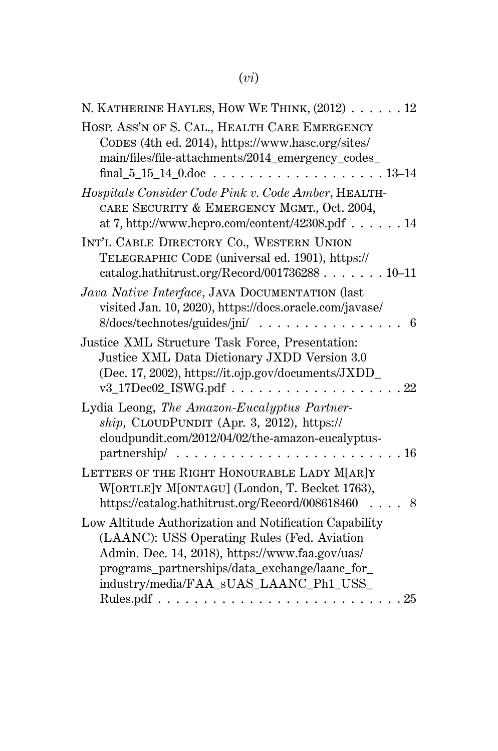N. KATHERINE HAYLES, HOW WE THINK, (2012) . . . . . . 12

HOSP. ASS'N OF S. CAL., HEALTH CARE EMERGENCY CODES (4th ed. 2014), https://www.hasc.org/sites/main/files/file-attachments/2014_emergency_codes_final_5_15_14_0.doc . . . . . . . . . . . . . . . . . . . 13–14

*Hospitals Consider Code Pink v. Code Amber*, HEALTHCARE SECURITY & EMERGENCY MGMT., Oct. 2004, at 7, http://www.hcpro.com/content/42308.pdf . . . . . . 14

INT'L CABLE DIRECTORY CO., WESTERN UNION TELEGRAPHIC CODE (universal ed. 1901), https://catalog.hathitrust.org/Record/001736288 . . . . . . . 10–11

*Java Native Interface*, JAVA DOCUMENTATION (last visited Jan. 10, 2020), https://docs.oracle.com/javase/8/docs/technotes/guides/jni/ . . . . . . . . . . . . . . . . 6

Justice XML Structure Task Force, Presentation: Justice XML Data Dictionary JXDD Version 3.0 (Dec. 17, 2002), https://it.ojp.gov/documents/JXDD_v3_17Dec02_ISWG.pdf . . . . . . . . . . . . . . . . . . . 22

Lydia Leong, *The Amazon-Eucalyptus Partnership*, CLOUDPUNDIT (Apr. 3, 2012), https://cloudpundit.com/2012/04/02/the-amazon-eucalyptus-partnership/ . . . . . . . . . . . . . . . . . . . . . . . . 16

LETTERS OF THE RIGHT HONOURABLE LADY M[AR]Y W[ORTLE]Y M[ONTAGU] (London, T. Becket 1763), https://catalog.hathitrust.org/Record/008618460 . . . . 8

Low Altitude Authorization and Notification Capability (LAANC): USS Operating Rules (Fed. Aviation Admin. Dec. 14, 2018), https://www.faa.gov/uas/programs_partnerships/data_exchange/laanc_for_industry/media/FAA_sUAS_LAANC_Ph1_USS_Rules.pdf . . . . . . . . . . . . . . . . . . . . . . . . . . 25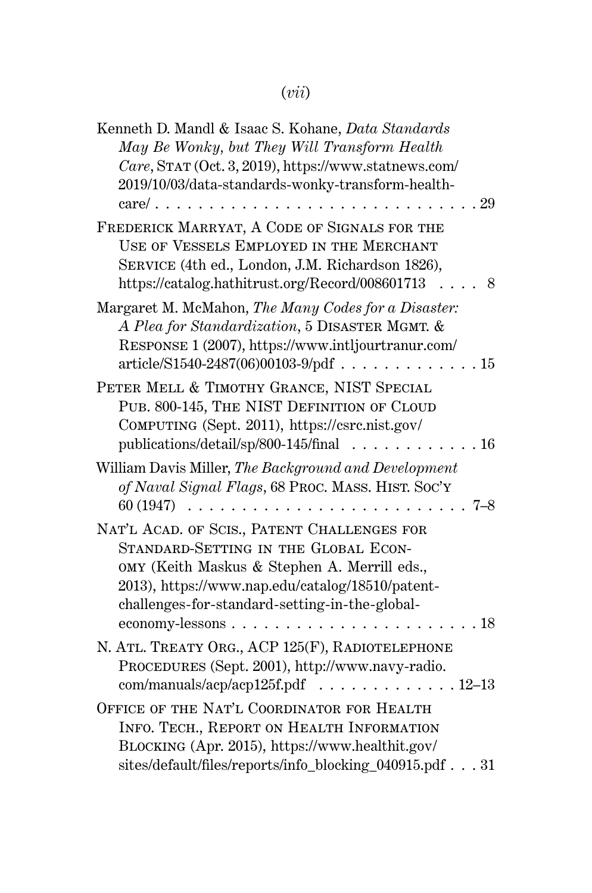Kenneth D. Mandl & Isaac S. Kohane, *Data Standards May Be Wonky, but They Will Transform Health Care*, STAT (Oct. 3, 2019), https://www.statnews.com/2019/10/03/data-standards-wonky-transform-health-care/ . . . . . . . . . . . . . . . . . . . . . . . . . . . . . . . 29

FREDERICK MARRYAT, A CODE OF SIGNALS FOR THE USE OF VESSELS EMPLOYED IN THE MERCHANT SERVICE (4th ed., London, J.M. Richardson 1826), https://catalog.hathitrust.org/Record/008601713 . . . . 8

Margaret M. McMahon, *The Many Codes for a Disaster: A Plea for Standardization*, 5 DISASTER MGMT. & RESPONSE 1 (2007), https://www.intljourtranur.com/article/S1540-2487(06)00103-9/pdf . . . . . . . . . . . . . 15

PETER MELL & TIMOTHY GRANCE, NIST SPECIAL PUB. 800-145, THE NIST DEFINITION OF CLOUD COMPUTING (Sept. 2011), https://csrc.nist.gov/publications/detail/sp/800-145/final . . . . . . . . . . . . 16

William Davis Miller, *The Background and Development of Naval Signal Flags*, 68 PROC. MASS. HIST. SOC'Y 60 (1947) . . . . . . . . . . . . . . . . . . . . . . . . . 7–8

NAT'L ACAD. OF SCIS., PATENT CHALLENGES FOR STANDARD-SETTING IN THE GLOBAL ECONOMY (Keith Maskus & Stephen A. Merrill eds., 2013), https://www.nap.edu/catalog/18510/patent-challenges-for-standard-setting-in-the-global-economy-lessons . . . . . . . . . . . . . . . . . . . . . . . 18

N. ATL. TREATY ORG., ACP 125(F), RADIOTELEPHONE PROCEDURES (Sept. 2001), http://www.navy-radio.com/manuals/acp/acp125f.pdf . . . . . . . . . . . . . 12–13

OFFICE OF THE NAT'L COORDINATOR FOR HEALTH INFO. TECH., REPORT ON HEALTH INFORMATION BLOCKING (Apr. 2015), https://www.healthit.gov/sites/default/files/reports/info_blocking_040915.pdf . . . 31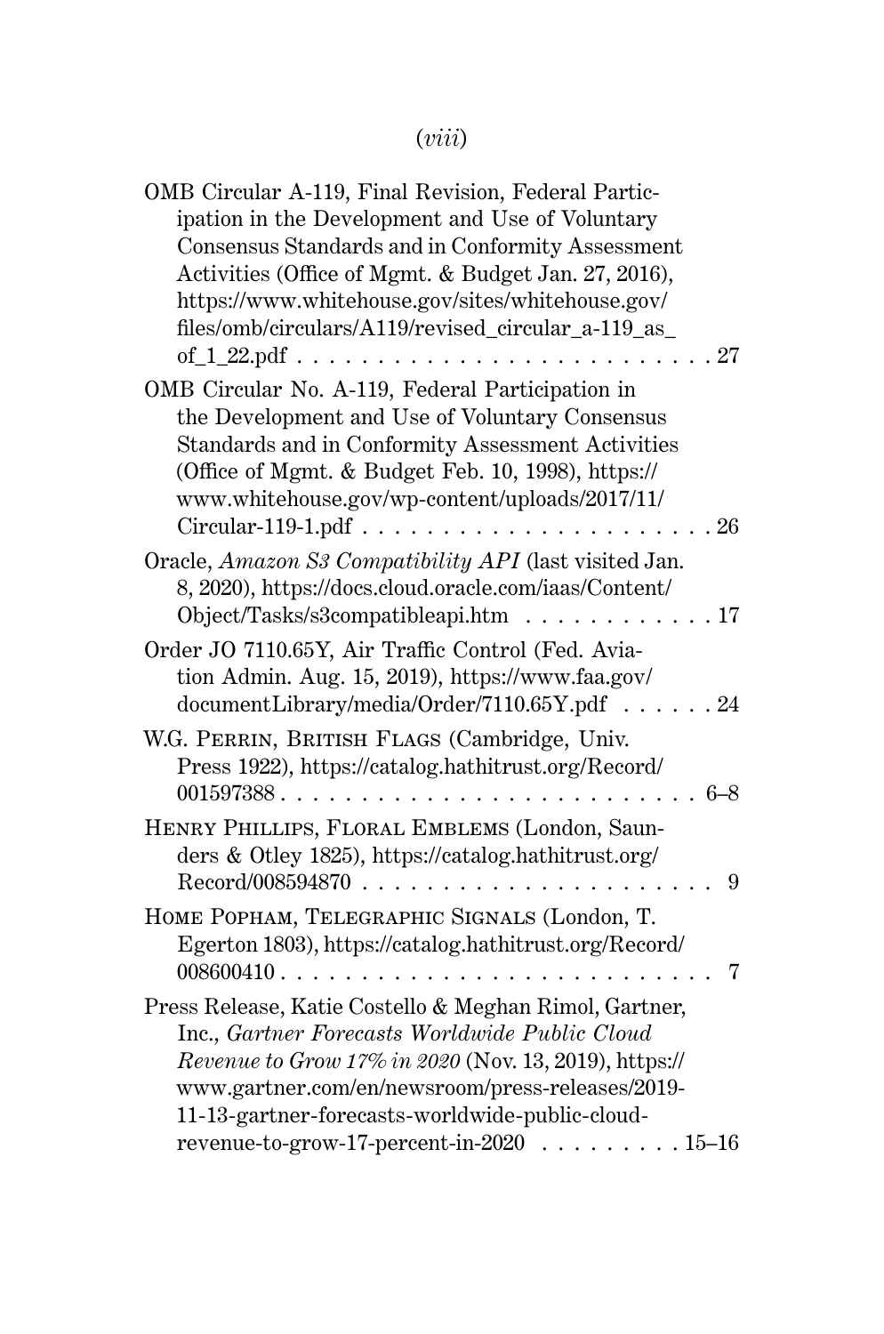OMB Circular A-119, Final Revision, Federal Participation in the Development and Use of Voluntary Consensus Standards and in Conformity Assessment Activities (Office of Mgmt. & Budget Jan. 27, 2016), https://www.whitehouse.gov/sites/whitehouse.gov/files/omb/circulars/A119/revised_circular_a-119_as_of_1_22.pdf . . . . . . . . . . . . . . . . . . . . . . . . . . 27

OMB Circular No. A-119, Federal Participation in the Development and Use of Voluntary Consensus Standards and in Conformity Assessment Activities (Office of Mgmt. & Budget Feb. 10, 1998), https://www.whitehouse.gov/wp-content/uploads/2017/11/Circular-119-1.pdf . . . . . . . . . . . . . . . . . . . . . . 26

Oracle, *Amazon S3 Compatibility API* (last visited Jan. 8, 2020), https://docs.cloud.oracle.com/iaas/Content/Object/Tasks/s3compatibleapi.htm . . . . . . . . . . . . 17

Order JO 7110.65Y, Air Traffic Control (Fed. Aviation Admin. Aug. 15, 2019), https://www.faa.gov/documentLibrary/media/Order/7110.65Y.pdf . . . . . . 24

W.G. PERRIN, BRITISH FLAGS (Cambridge, Univ. Press 1922), https://catalog.hathitrust.org/Record/001597388 . . . . . . . . . . . . . . . . . . . . . . . . . . 6–8

HENRY PHILLIPS, FLORAL EMBLEMS (London, Saunders & Otley 1825), https://catalog.hathitrust.org/Record/008594870 . . . . . . . . . . . . . . . . . . . . . . 9

HOME POPHAM, TELEGRAPHIC SIGNALS (London, T. Egerton 1803), https://catalog.hathitrust.org/Record/008600410 . . . . . . . . . . . . . . . . . . . . . . . . . . . 7

Press Release, Katie Costello & Meghan Rimol, Gartner, Inc., *Gartner Forecasts Worldwide Public Cloud Revenue to Grow 17% in 2020* (Nov. 13, 2019), https://www.gartner.com/en/newsroom/press-releases/2019-11-13-gartner-forecasts-worldwide-public-cloud-revenue-to-grow-17-percent-in-2020 . . . . . . . . . 15–16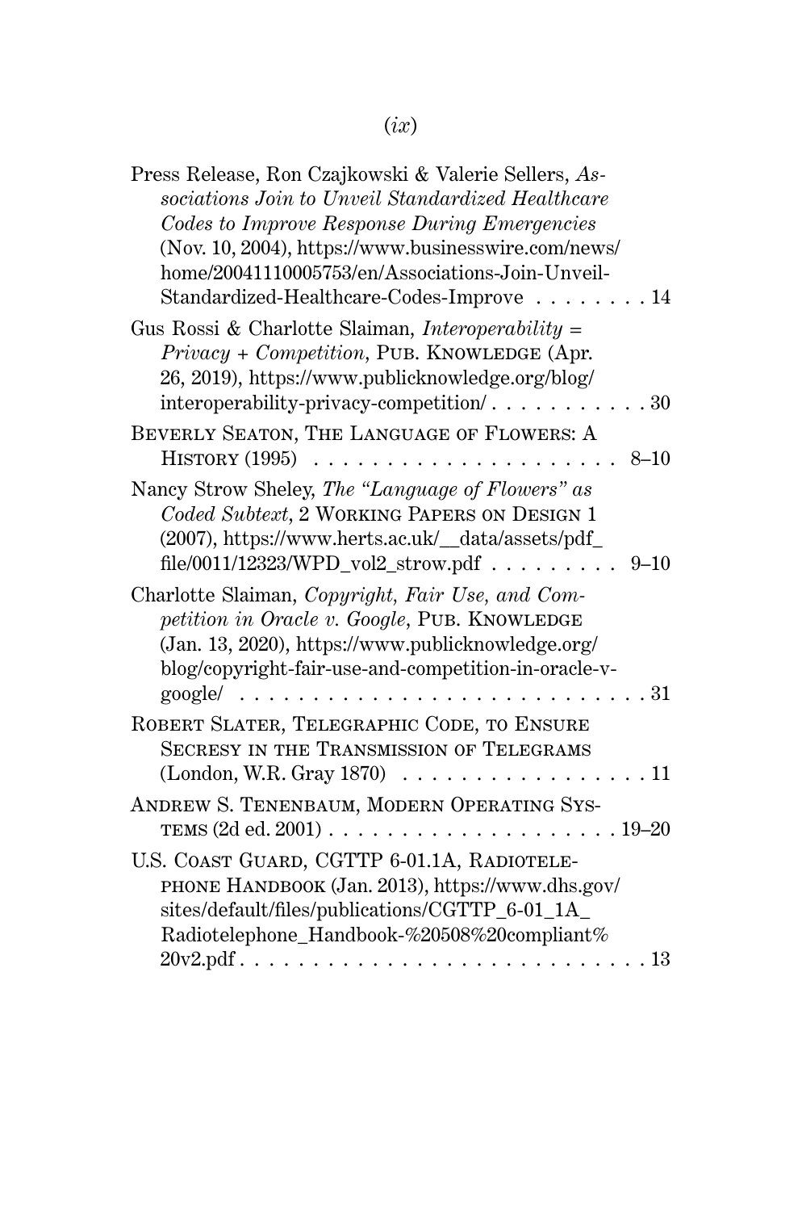Press Release, Ron Czajkowski & Valerie Sellers, *Associations Join to Unveil Standardized Healthcare Codes to Improve Response During Emergencies* (Nov. 10, 2004), https://www.businesswire.com/news/home/20041110005753/en/Associations-Join-Unveil-Standardized-Healthcare-Codes-Improve . . . . . . . . 14

Gus Rossi & Charlotte Slaiman, *Interoperability = Privacy + Competition*, PUB. KNOWLEDGE (Apr. 26, 2019), https://www.publicknowledge.org/blog/interoperability-privacy-competition/ . . . . . . . . . . . 30

BEVERLY SEATON, THE LANGUAGE OF FLOWERS: A HISTORY (1995) . . . . . . . . . . . . . . . . . . . . . 8–10

Nancy Strow Sheley, *The "Language of Flowers" as Coded Subtext*, 2 WORKING PAPERS ON DESIGN 1 (2007), https://www.herts.ac.uk/__data/assets/pdf_file/0011/12323/WPD_vol2_strow.pdf . . . . . . . . . 9–10

Charlotte Slaiman, *Copyright, Fair Use, and Competition in Oracle v. Google*, PUB. KNOWLEDGE (Jan. 13, 2020), https://www.publicknowledge.org/blog/copyright-fair-use-and-competition-in-oracle-v-google/ . . . . . . . . . . . . . . . . . . . . . . . . . . . . 31

ROBERT SLATER, TELEGRAPHIC CODE, TO ENSURE SECRESY IN THE TRANSMISSION OF TELEGRAMS (London, W.R. Gray 1870) . . . . . . . . . . . . . . . . . 11

ANDREW S. TENENBAUM, MODERN OPERATING SYSTEMS (2d ed. 2001) . . . . . . . . . . . . . . . . . . . . 19–20

U.S. COAST GUARD, CGTTP 6-01.1A, RADIOTELEPHONE HANDBOOK (Jan. 2013), https://www.dhs.gov/sites/default/files/publications/CGTTP_6-01_1A_Radiotelephone_Handbook-%20508%20compliant%20v2.pdf . . . . . . . . . . . . . . . . . . . . . . . . . . . . 13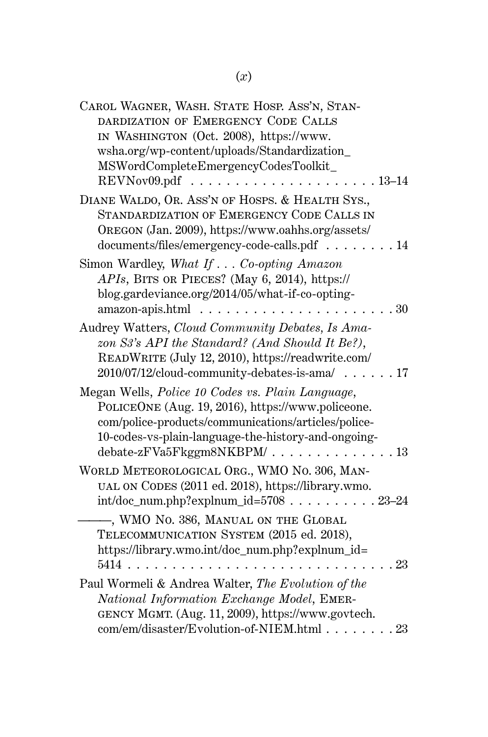Carol Wagner, Wash. State Hosp. Ass'n, Standardization of Emergency Code Calls in Washington (Oct. 2008), https://www.wsha.org/wp-content/uploads/Standardization_MSWordCompleteEmergencyCodesToolkit_REVNov09.pdf . . . . . . . . . . . . . . . . . . . . 13–14

Diane Waldo, Or. Ass'n of Hosps. & Health Sys., Standardization of Emergency Code Calls in Oregon (Jan. 2009), https://www.oahhs.org/assets/documents/files/emergency-code-calls.pdf . . . . . . . . 14

Simon Wardley, *What If . . . Co-opting Amazon APIs*, Bits or Pieces? (May 6, 2014), https://blog.gardeviance.org/2014/05/what-if-co-opting-amazon-apis.html . . . . . . . . . . . . . . . . . . . . . . 30

Audrey Watters, *Cloud Community Debates, Is Amazon S3's API the Standard? (And Should It Be?)*, ReadWrite (July 12, 2010), https://readwrite.com/2010/07/12/cloud-community-debates-is-ama/ . . . . . . 17

Megan Wells, *Police 10 Codes vs. Plain Language*, PoliceOne (Aug. 19, 2016), https://www.policeone.com/police-products/communications/articles/police-10-codes-vs-plain-language-the-history-and-ongoing-debate-zFVa5Fkggm8NKBPM/ . . . . . . . . . . . . . . 13

World Meteorological Org., WMO No. 306, Manual on Codes (2011 ed. 2018), https://library.wmo.int/doc_num.php?explnum_id=5708 . . . . . . . . . . 23–24

———, WMO No. 386, Manual on the Global Telecommunication System (2015 ed. 2018), https://library.wmo.int/doc_num.php?explnum_id=5414 . . . . . . . . . . . . . . . . . . . . . . . . . . . . . . 23

Paul Wormeli & Andrea Walter, *The Evolution of the National Information Exchange Model*, Emergency Mgmt. (Aug. 11, 2009), https://www.govtech.com/em/disaster/Evolution-of-NIEM.html . . . . . . . . 23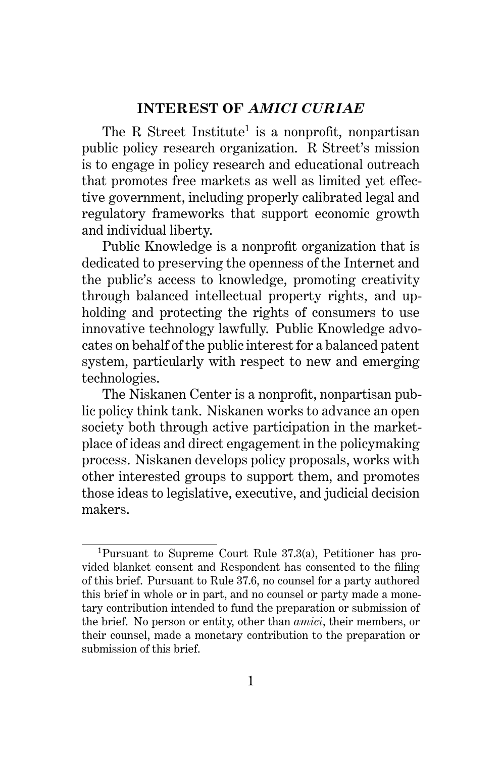## INTEREST OF *AMICI CURIAE*

The R Street Institute[1] is a nonprofit, nonpartisan public policy research organization. R Street's mission is to engage in policy research and educational outreach that promotes free markets as well as limited yet effective government, including properly calibrated legal and regulatory frameworks that support economic growth and individual liberty.

Public Knowledge is a nonprofit organization that is dedicated to preserving the openness of the Internet and the public's access to knowledge, promoting creativity through balanced intellectual property rights, and upholding and protecting the rights of consumers to use innovative technology lawfully. Public Knowledge advocates on behalf of the public interest for a balanced patent system, particularly with respect to new and emerging technologies.

The Niskanen Center is a nonprofit, nonpartisan public policy think tank. Niskanen works to advance an open society both through active participation in the marketplace of ideas and direct engagement in the policymaking process. Niskanen develops policy proposals, works with other interested groups to support them, and promotes those ideas to legislative, executive, and judicial decision makers.

---

[1] Pursuant to Supreme Court Rule 37.3(a), Petitioner has provided blanket consent and Respondent has consented to the filing of this brief. Pursuant to Rule 37.6, no counsel for a party authored this brief in whole or in part, and no counsel or party made a monetary contribution intended to fund the preparation or submission of the brief. No person or entity, other than *amici*, their members, or their counsel, made a monetary contribution to the preparation or submission of this brief.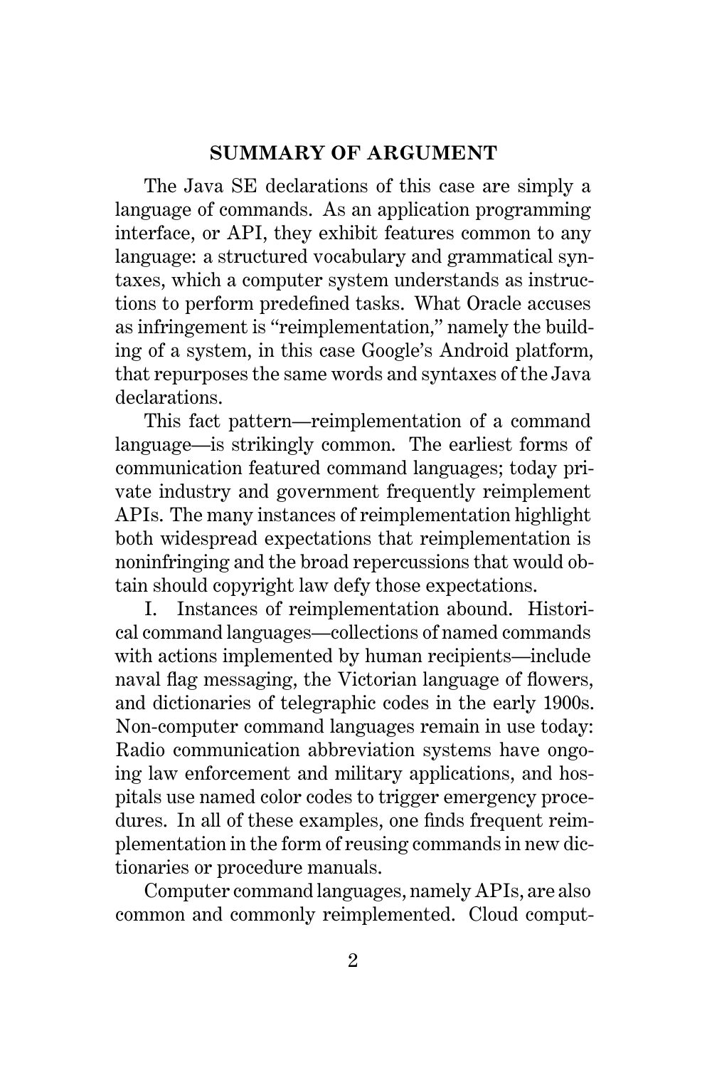## SUMMARY OF ARGUMENT

The Java SE declarations of this case are simply a language of commands. As an application programming interface, or API, they exhibit features common to any language: a structured vocabulary and grammatical syntaxes, which a computer system understands as instructions to perform predefined tasks. What Oracle accuses as infringement is "reimplementation," namely the building of a system, in this case Google's Android platform, that repurposes the same words and syntaxes of the Java declarations.

This fact pattern—reimplementation of a command language—is strikingly common. The earliest forms of communication featured command languages; today private industry and government frequently reimplement APIs. The many instances of reimplementation highlight both widespread expectations that reimplementation is noninfringing and the broad repercussions that would obtain should copyright law defy those expectations.

I. Instances of reimplementation abound. Historical command languages—collections of named commands with actions implemented by human recipients—include naval flag messaging, the Victorian language of flowers, and dictionaries of telegraphic codes in the early 1900s. Non-computer command languages remain in use today: Radio communication abbreviation systems have ongoing law enforcement and military applications, and hospitals use named color codes to trigger emergency procedures. In all of these examples, one finds frequent reimplementation in the form of reusing commands in new dictionaries or procedure manuals.

Computer command languages, namely APIs, are also common and commonly reimplemented. Cloud comput-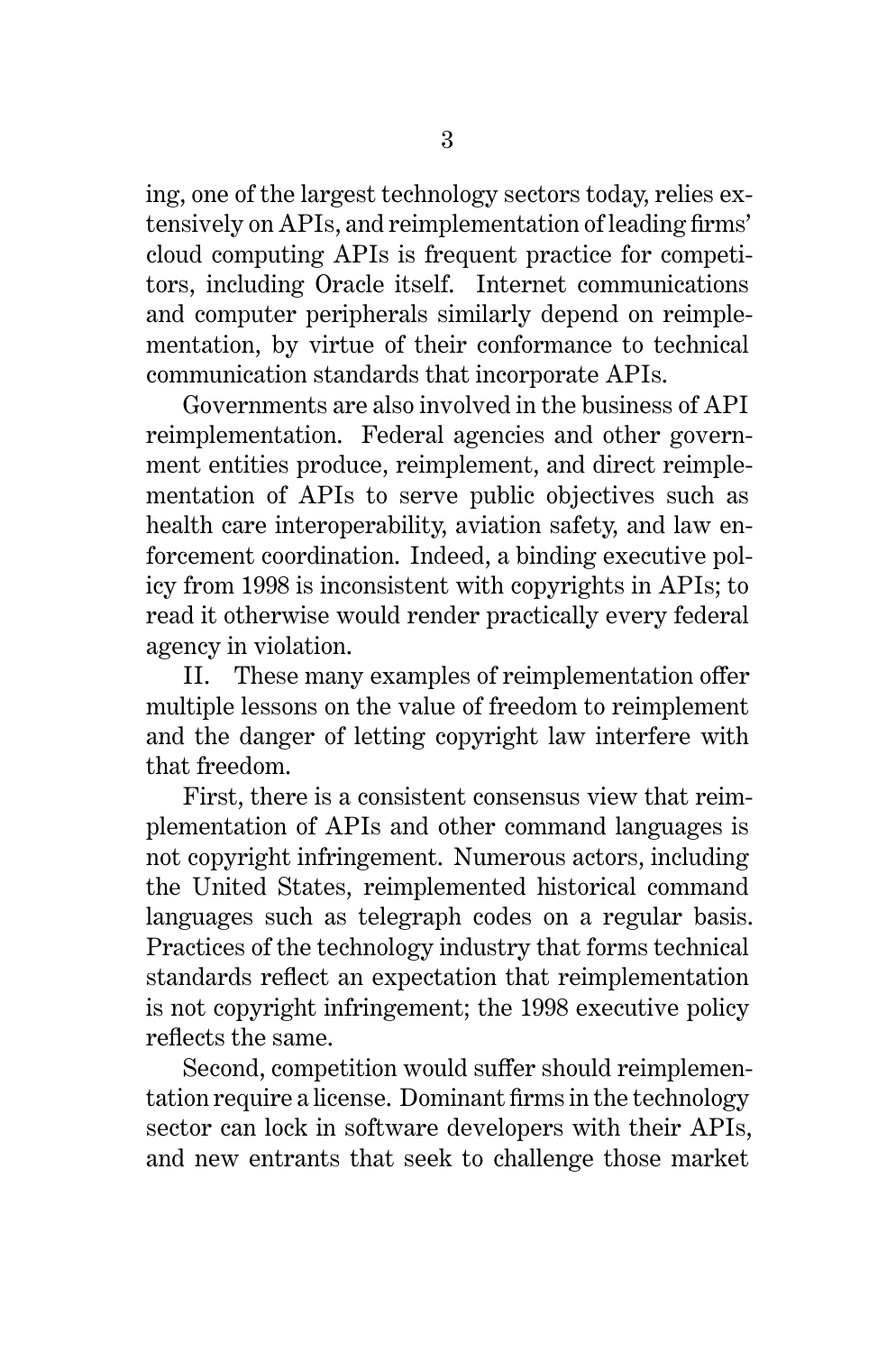ing, one of the largest technology sectors today, relies extensively on APIs, and reimplementation of leading firms' cloud computing APIs is frequent practice for competitors, including Oracle itself. Internet communications and computer peripherals similarly depend on reimplementation, by virtue of their conformance to technical communication standards that incorporate APIs.

Governments are also involved in the business of API reimplementation. Federal agencies and other government entities produce, reimplement, and direct reimplementation of APIs to serve public objectives such as health care interoperability, aviation safety, and law enforcement coordination. Indeed, a binding executive policy from 1998 is inconsistent with copyrights in APIs; to read it otherwise would render practically every federal agency in violation.

II. These many examples of reimplementation offer multiple lessons on the value of freedom to reimplement and the danger of letting copyright law interfere with that freedom.

First, there is a consistent consensus view that reimplementation of APIs and other command languages is not copyright infringement. Numerous actors, including the United States, reimplemented historical command languages such as telegraph codes on a regular basis. Practices of the technology industry that forms technical standards reflect an expectation that reimplementation is not copyright infringement; the 1998 executive policy reflects the same.

Second, competition would suffer should reimplementation require a license. Dominant firms in the technology sector can lock in software developers with their APIs, and new entrants that seek to challenge those market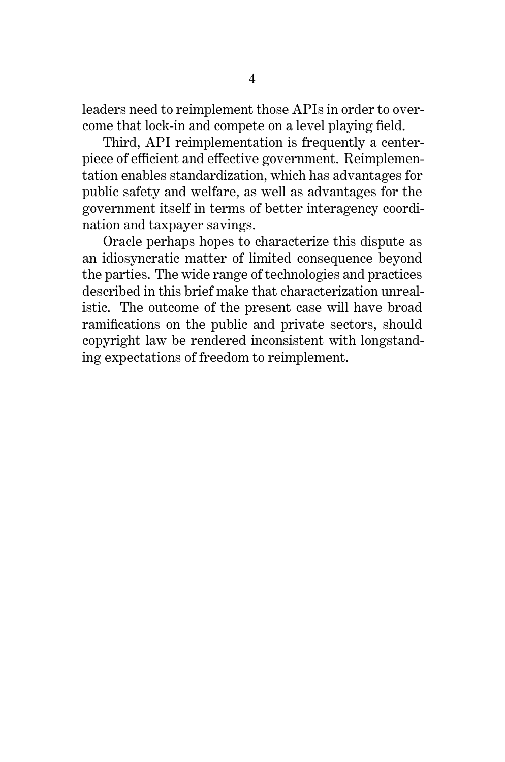leaders need to reimplement those APIs in order to overcome that lock-in and compete on a level playing field.

Third, API reimplementation is frequently a centerpiece of efficient and effective government. Reimplementation enables standardization, which has advantages for public safety and welfare, as well as advantages for the government itself in terms of better interagency coordination and taxpayer savings.

Oracle perhaps hopes to characterize this dispute as an idiosyncratic matter of limited consequence beyond the parties. The wide range of technologies and practices described in this brief make that characterization unrealistic. The outcome of the present case will have broad ramifications on the public and private sectors, should copyright law be rendered inconsistent with longstanding expectations of freedom to reimplement.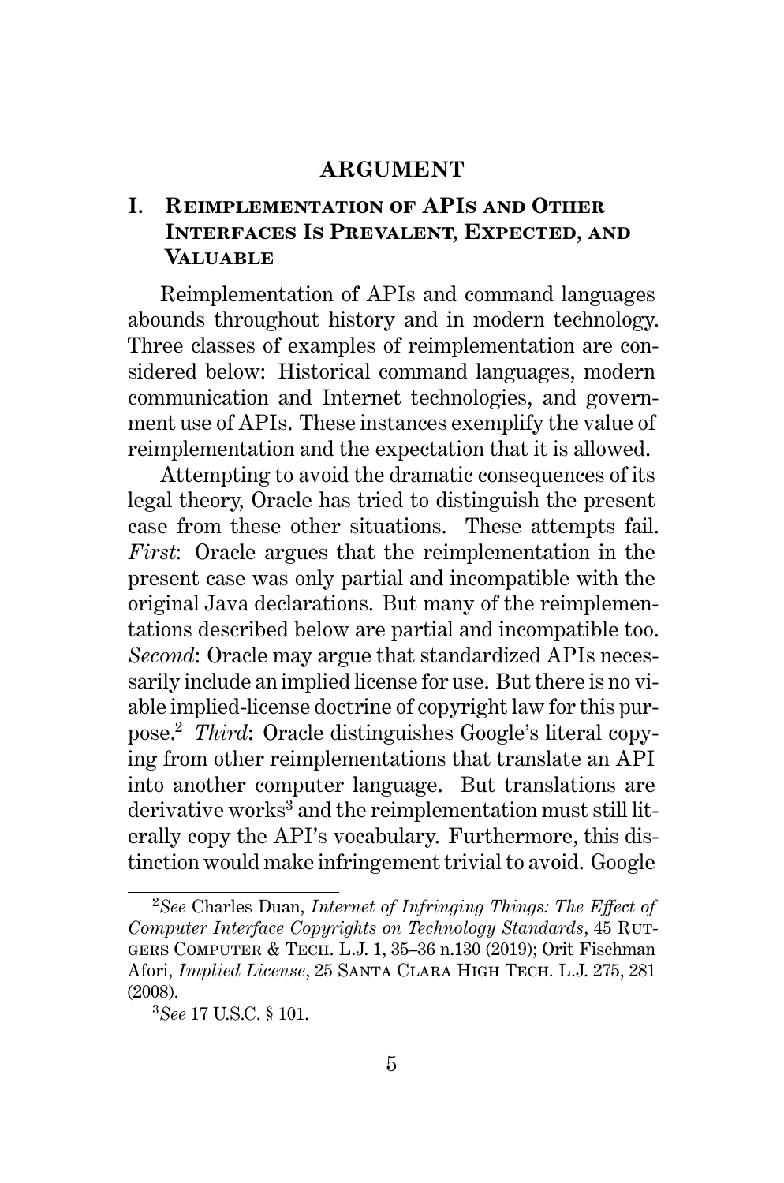## ARGUMENT

### I. Reimplementation of APIs and Other Interfaces Is Prevalent, Expected, and Valuable

Reimplementation of APIs and command languages abounds throughout history and in modern technology. Three classes of examples of reimplementation are considered below: Historical command languages, modern communication and Internet technologies, and government use of APIs. These instances exemplify the value of reimplementation and the expectation that it is allowed.

Attempting to avoid the dramatic consequences of its legal theory, Oracle has tried to distinguish the present case from these other situations. These attempts fail. *First*: Oracle argues that the reimplementation in the present case was only partial and incompatible with the original Java declarations. But many of the reimplementations described below are partial and incompatible too. *Second*: Oracle may argue that standardized APIs necessarily include an implied license for use. But there is no viable implied-license doctrine of copyright law for this purpose.[2] *Third*: Oracle distinguishes Google's literal copying from other reimplementations that translate an API into another computer language. But translations are derivative works[3] and the reimplementation must still literally copy the API's vocabulary. Furthermore, this distinction would make infringement trivial to avoid. Google

---

[2] *See* Charles Duan, *Internet of Infringing Things: The Effect of Computer Interface Copyrights on Technology Standards*, 45 Rutgers Computer & Tech. L.J. 1, 35–36 n.130 (2019); Orit Fischman Afori, *Implied License*, 25 Santa Clara High Tech. L.J. 275, 281 (2008).

[3] *See* 17 U.S.C. § 101.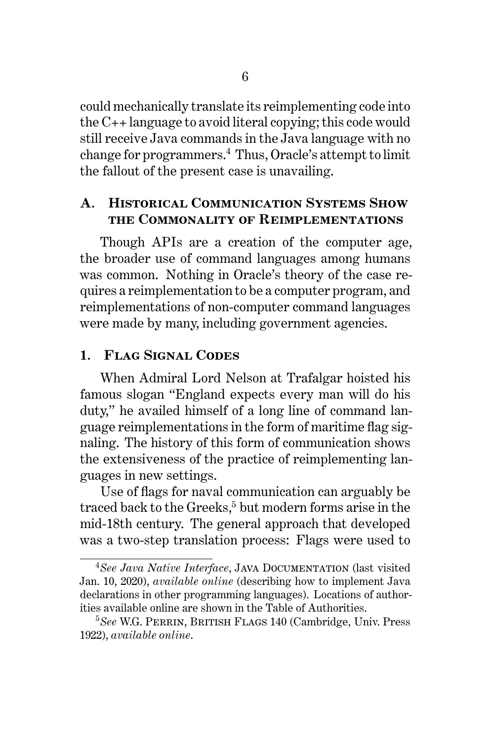could mechanically translate its reimplementing code into the C++ language to avoid literal copying; this code would still receive Java commands in the Java language with no change for programmers.[4] Thus, Oracle's attempt to limit the fallout of the present case is unavailing.

## A. Historical Communication Systems Show the Commonality of Reimplementations

Though APIs are a creation of the computer age, the broader use of command languages among humans was common. Nothing in Oracle's theory of the case requires a reimplementation to be a computer program, and reimplementations of non-computer command languages were made by many, including government agencies.

### 1. Flag Signal Codes

When Admiral Lord Nelson at Trafalgar hoisted his famous slogan "England expects every man will do his duty," he availed himself of a long line of command language reimplementations in the form of maritime flag signaling. The history of this form of communication shows the extensiveness of the practice of reimplementing languages in new settings.

Use of flags for naval communication can arguably be traced back to the Greeks,[5] but modern forms arise in the mid-18th century. The general approach that developed was a two-step translation process: Flags were used to

---

[4] *See Java Native Interface*, Java Documentation (last visited Jan. 10, 2020), *available online* (describing how to implement Java declarations in other programming languages). Locations of authorities available online are shown in the Table of Authorities.

[5] *See* W.G. Perrin, British Flags 140 (Cambridge, Univ. Press 1922), *available online*.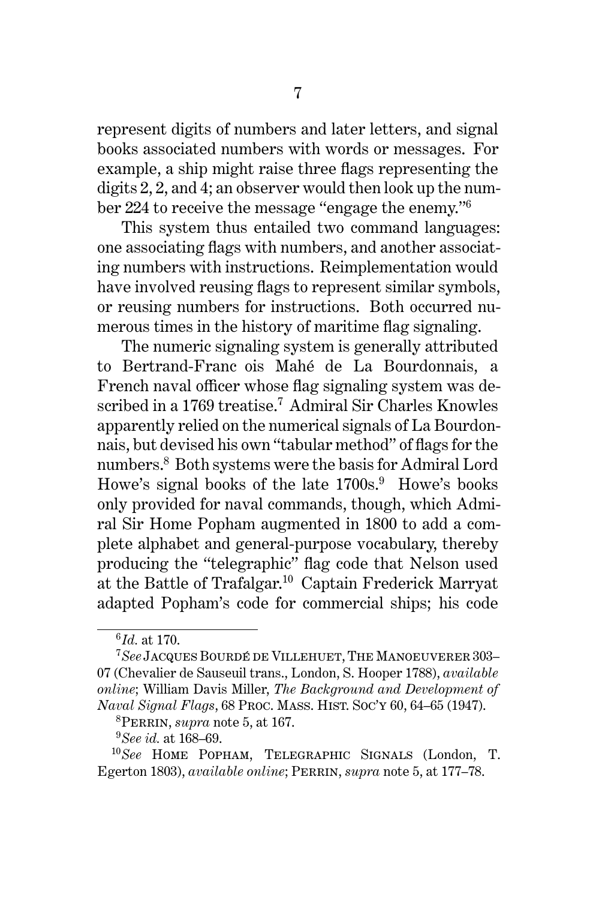represent digits of numbers and later letters, and signal books associated numbers with words or messages. For example, a ship might raise three flags representing the digits 2, 2, and 4; an observer would then look up the number 224 to receive the message "engage the enemy."[6]

This system thus entailed two command languages: one associating flags with numbers, and another associating numbers with instructions. Reimplementation would have involved reusing flags to represent similar symbols, or reusing numbers for instructions. Both occurred numerous times in the history of maritime flag signaling.

The numeric signaling system is generally attributed to Bertrand-Franc ois Mahé de La Bourdonnais, a French naval officer whose flag signaling system was described in a 1769 treatise.[7] Admiral Sir Charles Knowles apparently relied on the numerical signals of La Bourdonnais, but devised his own "tabular method" of flags for the numbers.[8] Both systems were the basis for Admiral Lord Howe's signal books of the late 1700s.[9] Howe's books only provided for naval commands, though, which Admiral Sir Home Popham augmented in 1800 to add a complete alphabet and general-purpose vocabulary, thereby producing the "telegraphic" flag code that Nelson used at the Battle of Trafalgar.[10] Captain Frederick Marryat adapted Popham's code for commercial ships; his code

---

[6] *Id.* at 170.

[7] *See* Jacques Bourdé de Villehuet, The Manoeuverer 303–07 (Chevalier de Sauseuil trans., London, S. Hooper 1788), *available online*; William Davis Miller, *The Background and Development of Naval Signal Flags*, 68 Proc. Mass. Hist. Soc'y 60, 64–65 (1947).

[8] Perrin, *supra* note 5, at 167.

[9] *See id.* at 168–69.

[10] *See* Home Popham, Telegraphic Signals (London, T. Egerton 1803), *available online*; Perrin, *supra* note 5, at 177–78.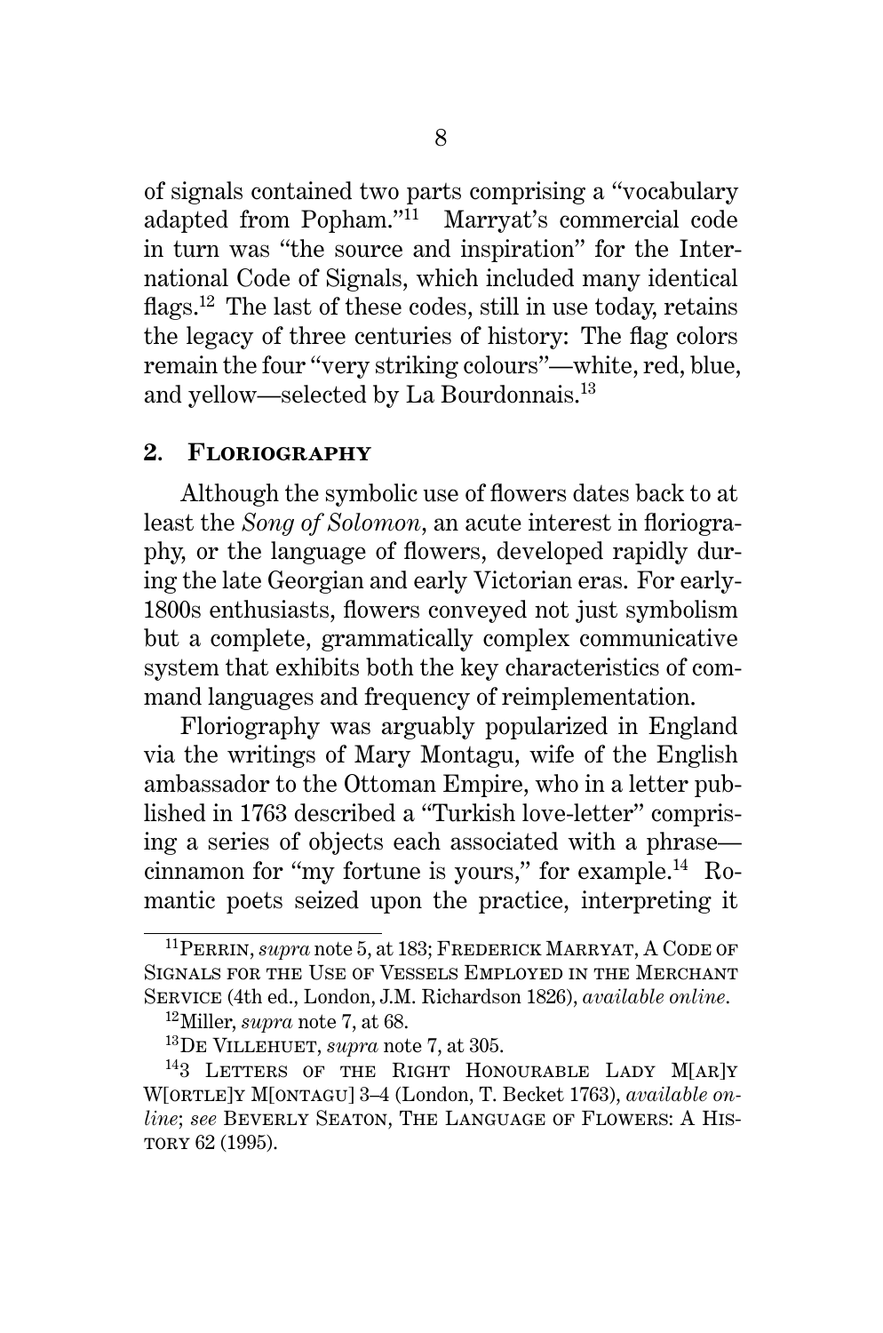of signals contained two parts comprising a "vocabulary adapted from Popham."[11] Marryat's commercial code in turn was "the source and inspiration" for the International Code of Signals, which included many identical flags.[12] The last of these codes, still in use today, retains the legacy of three centuries of history: The flag colors remain the four "very striking colours"—white, red, blue, and yellow—selected by La Bourdonnais.[13]

## 2. Floriography

Although the symbolic use of flowers dates back to at least the *Song of Solomon*, an acute interest in floriography, or the language of flowers, developed rapidly during the late Georgian and early Victorian eras. For early-1800s enthusiasts, flowers conveyed not just symbolism but a complete, grammatically complex communicative system that exhibits both the key characteristics of command languages and frequency of reimplementation.

Floriography was arguably popularized in England via the writings of Mary Montagu, wife of the English ambassador to the Ottoman Empire, who in a letter published in 1763 described a "Turkish love-letter" comprising a series of objects each associated with a phrase—cinnamon for "my fortune is yours," for example.[14] Romantic poets seized upon the practice, interpreting it

---

[11] Perrin, *supra* note 5, at 183; Frederick Marryat, A Code of Signals for the Use of Vessels Employed in the Merchant Service (4th ed., London, J.M. Richardson 1826), *available online*.

[12] Miller, *supra* note 7, at 68.

[13] De Villehuet, *supra* note 7, at 305.

[14] 3 Letters of the Right Honourable Lady M[ar]y W[ortle]y M[ontagu] 3–4 (London, T. Becket 1763), *available online*; *see* Beverly Seaton, The Language of Flowers: A History 62 (1995).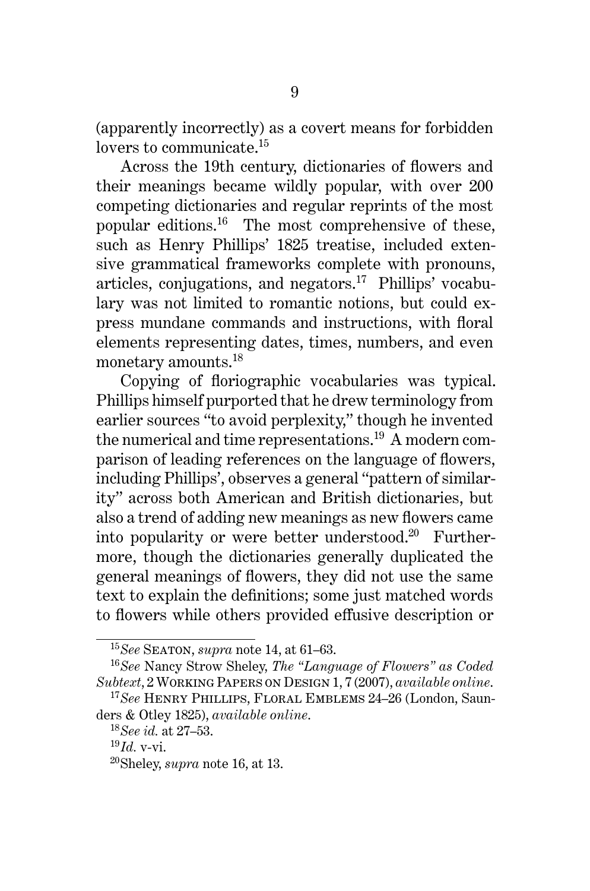(apparently incorrectly) as a covert means for forbidden lovers to communicate.[15]

Across the 19th century, dictionaries of flowers and their meanings became wildly popular, with over 200 competing dictionaries and regular reprints of the most popular editions.[16] The most comprehensive of these, such as Henry Phillips' 1825 treatise, included extensive grammatical frameworks complete with pronouns, articles, conjugations, and negators.[17] Phillips' vocabulary was not limited to romantic notions, but could express mundane commands and instructions, with floral elements representing dates, times, numbers, and even monetary amounts.[18]

Copying of floriographic vocabularies was typical. Phillips himself purported that he drew terminology from earlier sources "to avoid perplexity," though he invented the numerical and time representations.[19] A modern comparison of leading references on the language of flowers, including Phillips', observes a general "pattern of similarity" across both American and British dictionaries, but also a trend of adding new meanings as new flowers came into popularity or were better understood.[20] Furthermore, though the dictionaries generally duplicated the general meanings of flowers, they did not use the same text to explain the definitions; some just matched words to flowers while others provided effusive description or

---

[15] *See* SEATON, *supra* note 14, at 61–63.

[16] *See* Nancy Strow Sheley, *The "Language of Flowers" as Coded Subtext*, 2 WORKING PAPERS ON DESIGN 1, 7 (2007), *available online*.

[17] *See* HENRY PHILLIPS, FLORAL EMBLEMS 24–26 (London, Saunders & Otley 1825), *available online*.

[18] *See id.* at 27–53.

[19] *Id.* v-vi.

[20] Sheley, *supra* note 16, at 13.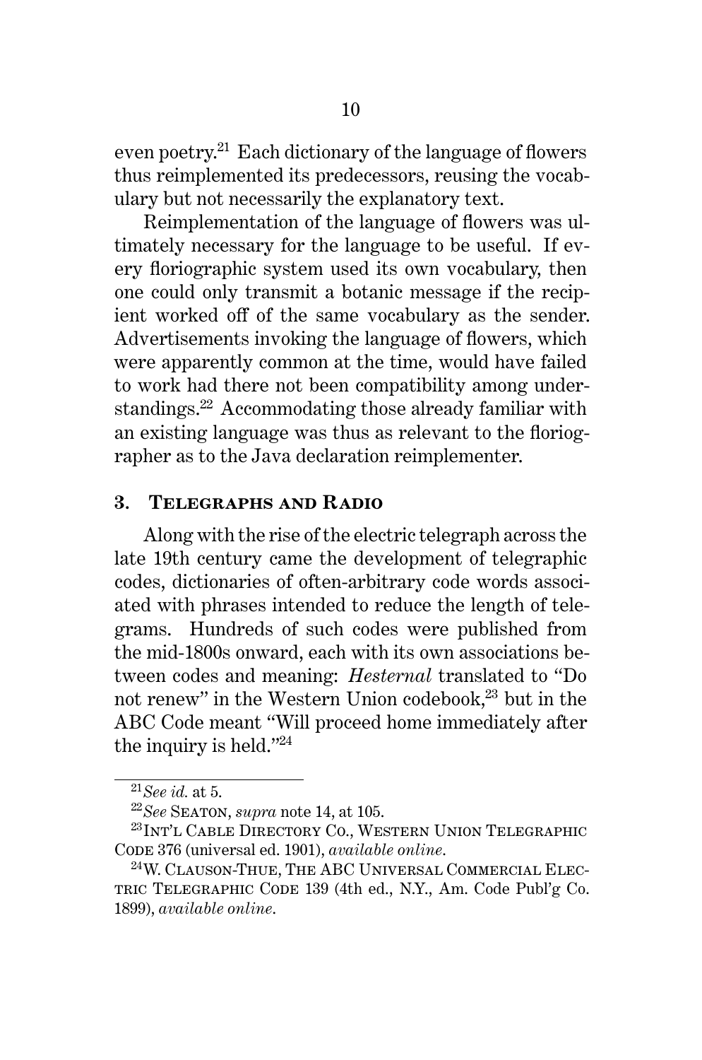even poetry.[21] Each dictionary of the language of flowers thus reimplemented its predecessors, reusing the vocabulary but not necessarily the explanatory text.

Reimplementation of the language of flowers was ultimately necessary for the language to be useful. If every floriographic system used its own vocabulary, then one could only transmit a botanic message if the recipient worked off of the same vocabulary as the sender. Advertisements invoking the language of flowers, which were apparently common at the time, would have failed to work had there not been compatibility among understandings.[22] Accommodating those already familiar with an existing language was thus as relevant to the floriographer as to the Java declaration reimplementer.

### 3. Telegraphs and Radio

Along with the rise of the electric telegraph across the late 19th century came the development of telegraphic codes, dictionaries of often-arbitrary code words associated with phrases intended to reduce the length of telegrams. Hundreds of such codes were published from the mid-1800s onward, each with its own associations between codes and meaning: *Hesternal* translated to "Do not renew" in the Western Union codebook,[23] but in the ABC Code meant "Will proceed home immediately after the inquiry is held."[24]

---

[21] *See id.* at 5.

[22] *See* Seaton, *supra* note 14, at 105.

[23] Int'l Cable Directory Co., Western Union Telegraphic Code 376 (universal ed. 1901), *available online*.

[24] W. Clauson-Thue, The ABC Universal Commercial Electric Telegraphic Code 139 (4th ed., N.Y., Am. Code Publ'g Co. 1899), *available online*.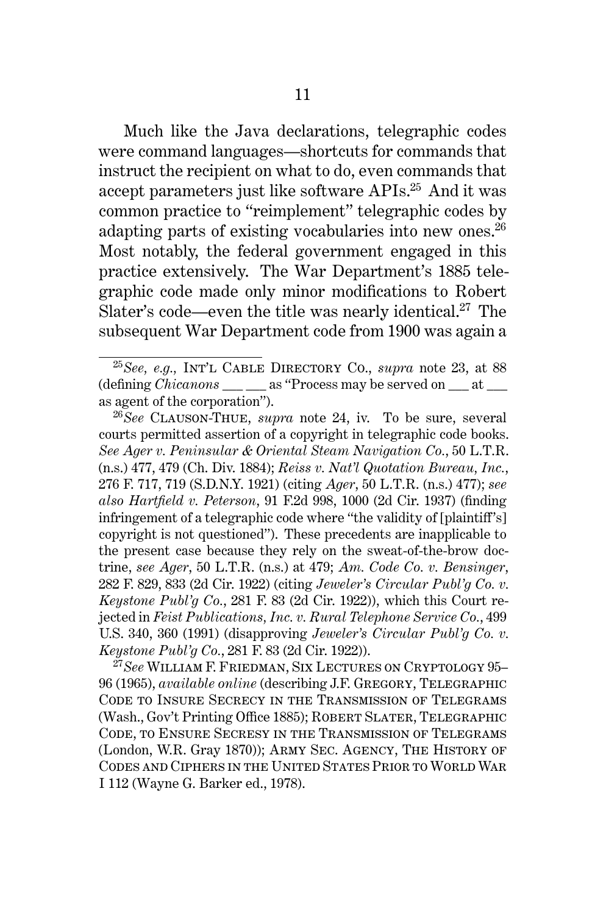Much like the Java declarations, telegraphic codes were command languages—shortcuts for commands that instruct the recipient on what to do, even commands that accept parameters just like software APIs.[25] And it was common practice to "reimplement" telegraphic codes by adapting parts of existing vocabularies into new ones.[26] Most notably, the federal government engaged in this practice extensively. The War Department's 1885 telegraphic code made only minor modifications to Robert Slater's code—even the title was nearly identical.[27] The subsequent War Department code from 1900 was again a

---

[25] *See, e.g.*, INT'L CABLE DIRECTORY CO., *supra* note 23, at 88 (defining *Chicanons* ___ ___ as "Process may be served on ___ at ___ as agent of the corporation").

[26] *See* CLAUSON-THUE, *supra* note 24, iv. To be sure, several courts permitted assertion of a copyright in telegraphic code books. *See Ager v. Peninsular & Oriental Steam Navigation Co.*, 50 L.T.R. (n.s.) 477, 479 (Ch. Div. 1884); *Reiss v. Nat'l Quotation Bureau, Inc.*, 276 F. 717, 719 (S.D.N.Y. 1921) (citing *Ager*, 50 L.T.R. (n.s.) 477); *see also Hartfield v. Peterson*, 91 F.2d 998, 1000 (2d Cir. 1937) (finding infringement of a telegraphic code where "the validity of [plaintiff's] copyright is not questioned"). These precedents are inapplicable to the present case because they rely on the sweat-of-the-brow doctrine, *see Ager*, 50 L.T.R. (n.s.) at 479; *Am. Code Co. v. Bensinger*, 282 F. 829, 833 (2d Cir. 1922) (citing *Jeweler's Circular Publ'g Co. v. Keystone Publ'g Co.*, 281 F. 83 (2d Cir. 1922)), which this Court rejected in *Feist Publications, Inc. v. Rural Telephone Service Co.*, 499 U.S. 340, 360 (1991) (disapproving *Jeweler's Circular Publ'g Co. v. Keystone Publ'g Co.*, 281 F. 83 (2d Cir. 1922)).

[27] *See* WILLIAM F. FRIEDMAN, SIX LECTURES ON CRYPTOLOGY 95–96 (1965), *available online* (describing J.F. GREGORY, TELEGRAPHIC CODE TO INSURE SECRECY IN THE TRANSMISSION OF TELEGRAMS (Wash., Gov't Printing Office 1885); ROBERT SLATER, TELEGRAPHIC CODE, TO ENSURE SECRESY IN THE TRANSMISSION OF TELEGRAMS (London, W.R. Gray 1870)); ARMY SEC. AGENCY, THE HISTORY OF CODES AND CIPHERS IN THE UNITED STATES PRIOR TO WORLD WAR I 112 (Wayne G. Barker ed., 1978).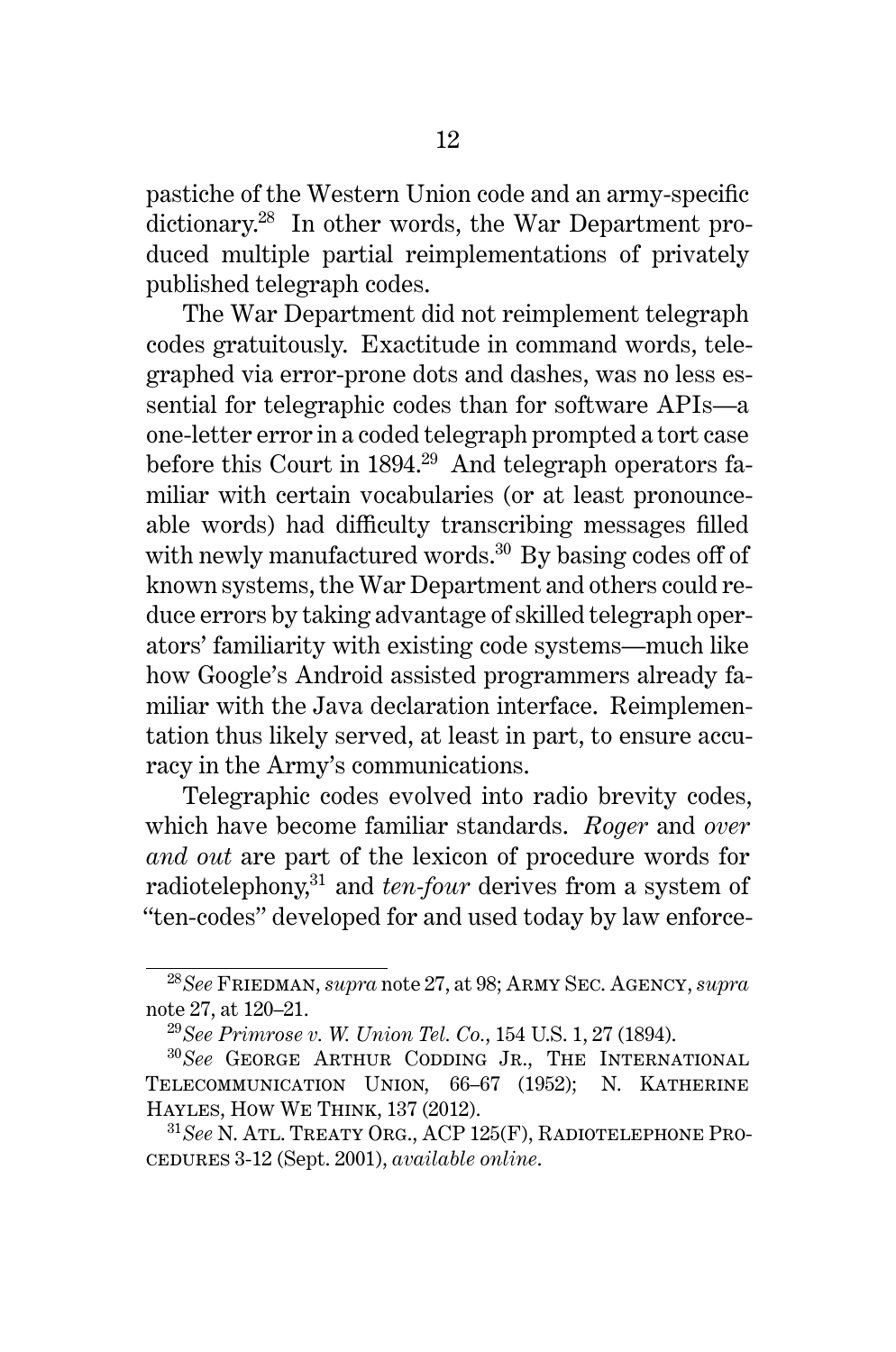pastiche of the Western Union code and an army-specific dictionary.[28] In other words, the War Department produced multiple partial reimplementations of privately published telegraph codes.

The War Department did not reimplement telegraph codes gratuitously. Exactitude in command words, telegraphed via error-prone dots and dashes, was no less essential for telegraphic codes than for software APIs—a one-letter error in a coded telegraph prompted a tort case before this Court in 1894.[29] And telegraph operators familiar with certain vocabularies (or at least pronounceable words) had difficulty transcribing messages filled with newly manufactured words.[30] By basing codes off of known systems, the War Department and others could reduce errors by taking advantage of skilled telegraph operators' familiarity with existing code systems—much like how Google's Android assisted programmers already familiar with the Java declaration interface. Reimplementation thus likely served, at least in part, to ensure accuracy in the Army's communications.

Telegraphic codes evolved into radio brevity codes, which have become familiar standards. *Roger* and *over and out* are part of the lexicon of procedure words for radiotelephony,[31] and *ten-four* derives from a system of "ten-codes" developed for and used today by law enforce-

---

[28] *See* Friedman, *supra* note 27, at 98; Army Sec. Agency, *supra* note 27, at 120–21.

[29] *See Primrose v. W. Union Tel. Co.*, 154 U.S. 1, 27 (1894).

[30] *See* George Arthur Codding Jr., The International Telecommunication Union, 66–67 (1952); N. Katherine Hayles, How We Think, 137 (2012).

[31] *See* N. Atl. Treaty Org., ACP 125(F), Radiotelephone Procedures 3-12 (Sept. 2001), *available online*.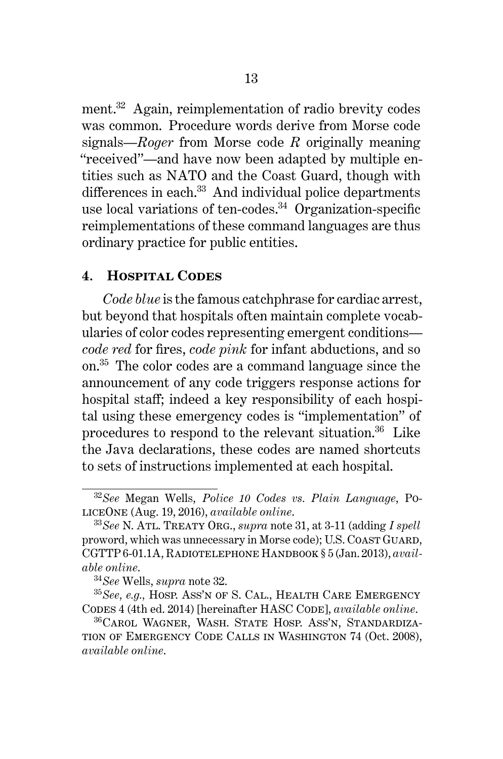ment.[32] Again, reimplementation of radio brevity codes was common. Procedure words derive from Morse code signals—*Roger* from Morse code *R* originally meaning "received"—and have now been adapted by multiple entities such as NATO and the Coast Guard, though with differences in each.[33] And individual police departments use local variations of ten-codes.[34] Organization-specific reimplementations of these command languages are thus ordinary practice for public entities.

### 4. Hospital Codes

*Code blue* is the famous catchphrase for cardiac arrest, but beyond that hospitals often maintain complete vocabularies of color codes representing emergent conditions—*code red* for fires, *code pink* for infant abductions, and so on.[35] The color codes are a command language since the announcement of any code triggers response actions for hospital staff; indeed a key responsibility of each hospital using these emergency codes is "implementation" of procedures to respond to the relevant situation.[36] Like the Java declarations, these codes are named shortcuts to sets of instructions implemented at each hospital.

---

[32] *See* Megan Wells, *Police 10 Codes vs. Plain Language*, PoliceOne (Aug. 19, 2016), *available online*.

[33] *See* N. Atl. Treaty Org., *supra* note 31, at 3-11 (adding *I spell* proword, which was unnecessary in Morse code); U.S. Coast Guard, CGTTP 6-01.1A, Radiotelephone Handbook § 5 (Jan. 2013), *available online*.

[34] *See* Wells, *supra* note 32.

[35] *See, e.g.*, Hosp. Ass'n of S. Cal., Health Care Emergency Codes 4 (4th ed. 2014) [hereinafter HASC Code], *available online*.

[36] Carol Wagner, Wash. State Hosp. Ass'n, Standardization of Emergency Code Calls in Washington 74 (Oct. 2008), *available online*.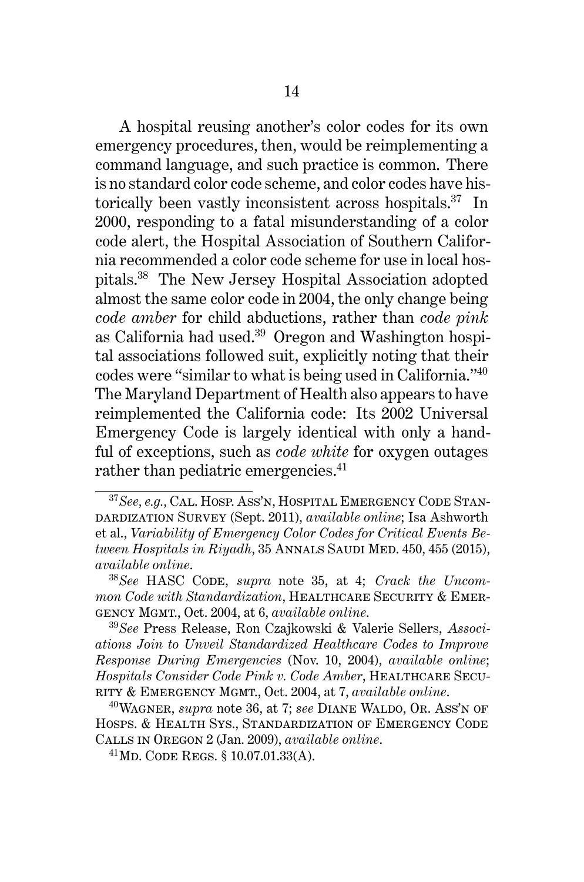A hospital reusing another's color codes for its own emergency procedures, then, would be reimplementing a command language, and such practice is common. There is no standard color code scheme, and color codes have historically been vastly inconsistent across hospitals.[37] In 2000, responding to a fatal misunderstanding of a color code alert, the Hospital Association of Southern California recommended a color code scheme for use in local hospitals.[38] The New Jersey Hospital Association adopted almost the same color code in 2004, the only change being *code amber* for child abductions, rather than *code pink* as California had used.[39] Oregon and Washington hospital associations followed suit, explicitly noting that their codes were "similar to what is being used in California."[40] The Maryland Department of Health also appears to have reimplemented the California code: Its 2002 Universal Emergency Code is largely identical with only a handful of exceptions, such as *code white* for oxygen outages rather than pediatric emergencies.[41]

---

[37] *See, e.g.*, CAL. HOSP. ASS'N, HOSPITAL EMERGENCY CODE STANDARDIZATION SURVEY (Sept. 2011), *available online*; Isa Ashworth et al., *Variability of Emergency Color Codes for Critical Events Between Hospitals in Riyadh*, 35 ANNALS SAUDI MED. 450, 455 (2015), *available online*.

[38] *See* HASC CODE, *supra* note 35, at 4; *Crack the Uncommon Code with Standardization*, HEALTHCARE SECURITY & EMERGENCY MGMT., Oct. 2004, at 6, *available online*.

[39] *See* Press Release, Ron Czajkowski & Valerie Sellers, *Associations Join to Unveil Standardized Healthcare Codes to Improve Response During Emergencies* (Nov. 10, 2004), *available online*; *Hospitals Consider Code Pink v. Code Amber*, HEALTHCARE SECURITY & EMERGENCY MGMT., Oct. 2004, at 7, *available online*.

[40] WAGNER, *supra* note 36, at 7; *see* DIANE WALDO, OR. ASS'N OF HOSPS. & HEALTH SYS., STANDARDIZATION OF EMERGENCY CODE CALLS IN OREGON 2 (Jan. 2009), *available online*.

[41] MD. CODE REGS. § 10.07.01.33(A).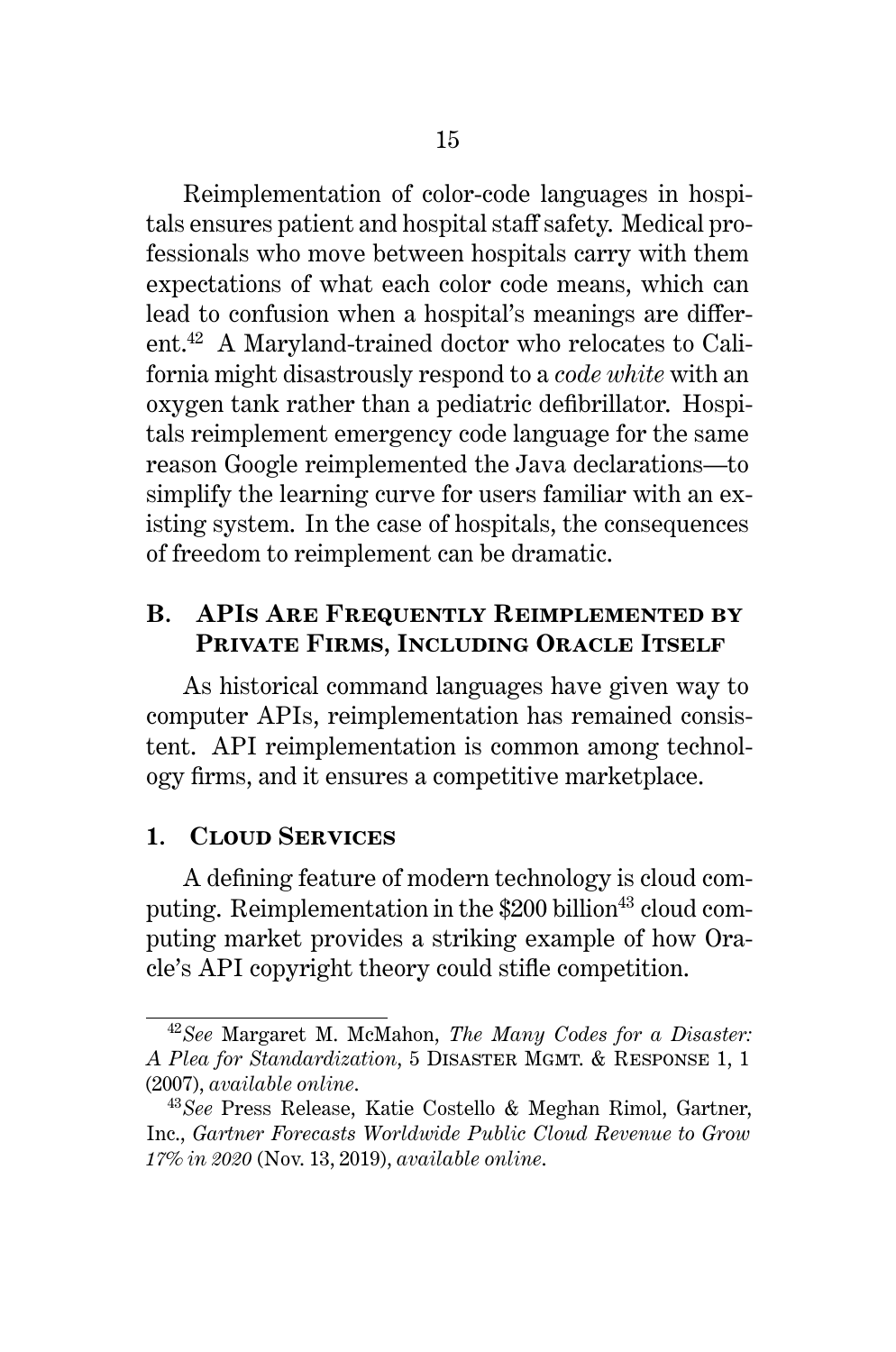Reimplementation of color-code languages in hospitals ensures patient and hospital staff safety. Medical professionals who move between hospitals carry with them expectations of what each color code means, which can lead to confusion when a hospital's meanings are different.[42] A Maryland-trained doctor who relocates to California might disastrously respond to a *code white* with an oxygen tank rather than a pediatric defibrillator. Hospitals reimplement emergency code language for the same reason Google reimplemented the Java declarations—to simplify the learning curve for users familiar with an existing system. In the case of hospitals, the consequences of freedom to reimplement can be dramatic.

## B. APIs Are Frequently Reimplemented by Private Firms, Including Oracle Itself

As historical command languages have given way to computer APIs, reimplementation has remained consistent. API reimplementation is common among technology firms, and it ensures a competitive marketplace.

### 1. Cloud Services

A defining feature of modern technology is cloud computing. Reimplementation in the $200 billion[43] cloud computing market provides a striking example of how Oracle's API copyright theory could stifle competition.

---

[42] *See* Margaret M. McMahon, *The Many Codes for a Disaster: A Plea for Standardization*, 5 Disaster Mgmt. & Response 1, 1 (2007), *available online*.

[43] *See* Press Release, Katie Costello & Meghan Rimol, Gartner, Inc., *Gartner Forecasts Worldwide Public Cloud Revenue to Grow 17% in 2020* (Nov. 13, 2019), *available online*.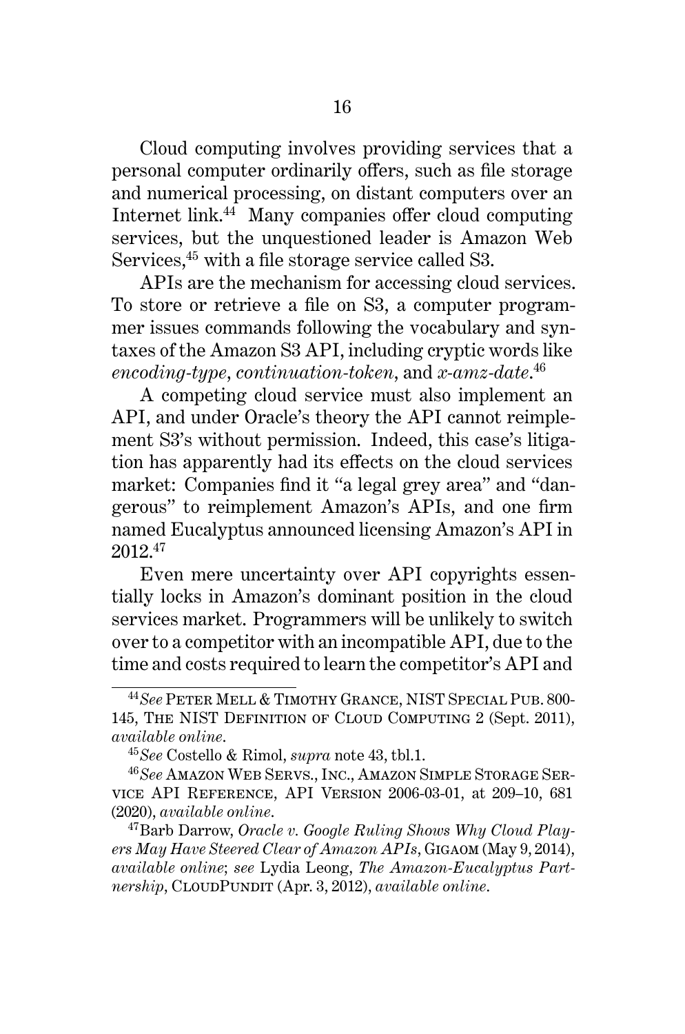Cloud computing involves providing services that a personal computer ordinarily offers, such as file storage and numerical processing, on distant computers over an Internet link.[44] Many companies offer cloud computing services, but the unquestioned leader is Amazon Web Services,[45] with a file storage service called S3.

APIs are the mechanism for accessing cloud services. To store or retrieve a file on S3, a computer programmer issues commands following the vocabulary and syntaxes of the Amazon S3 API, including cryptic words like *encoding-type*, *continuation-token*, and *x-amz-date*.[46]

A competing cloud service must also implement an API, and under Oracle's theory the API cannot reimplement S3's without permission. Indeed, this case's litigation has apparently had its effects on the cloud services market: Companies find it "a legal grey area" and "dangerous" to reimplement Amazon's APIs, and one firm named Eucalyptus announced licensing Amazon's API in 2012.[47]

Even mere uncertainty over API copyrights essentially locks in Amazon's dominant position in the cloud services market. Programmers will be unlikely to switch over to a competitor with an incompatible API, due to the time and costs required to learn the competitor's API and

---

[44] *See* Peter Mell & Timothy Grance, NIST Special Pub. 800-145, The NIST Definition of Cloud Computing 2 (Sept. 2011), *available online*.

[45] *See* Costello & Rimol, *supra* note 43, tbl.1.

[46] *See* Amazon Web Servs., Inc., Amazon Simple Storage Service API Reference, API Version 2006-03-01, at 209–10, 681 (2020), *available online*.

[47] Barb Darrow, *Oracle v. Google Ruling Shows Why Cloud Players May Have Steered Clear of Amazon APIs*, Gigaom (May 9, 2014), *available online*; *see* Lydia Leong, *The Amazon-Eucalyptus Partnership*, CloudPundit (Apr. 3, 2012), *available online*.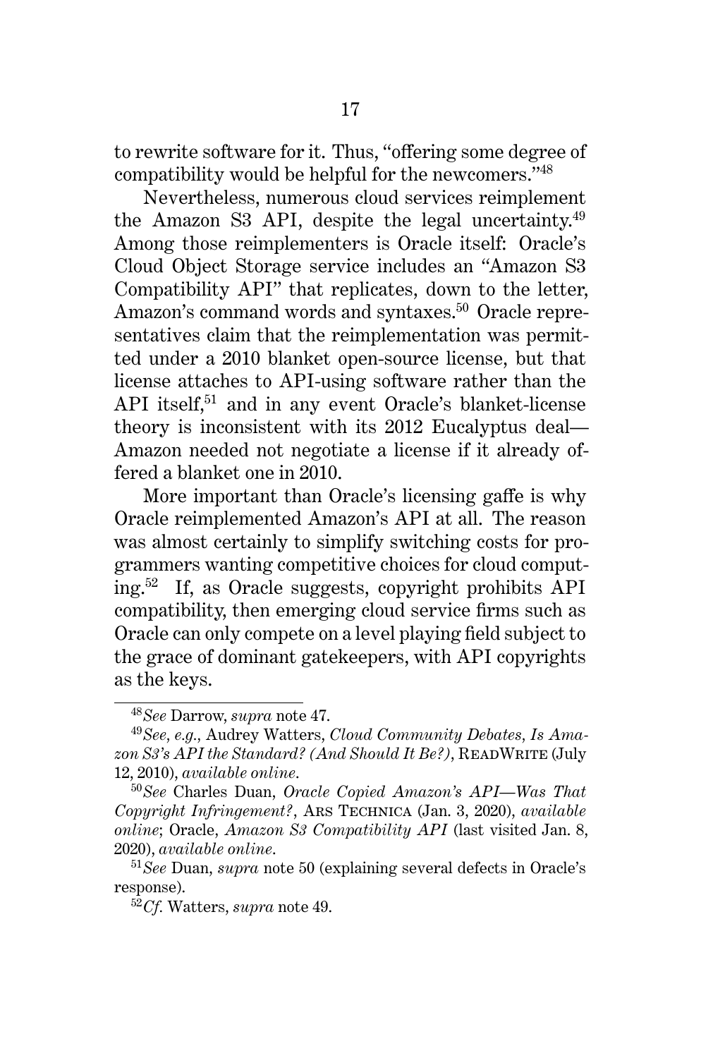to rewrite software for it. Thus, "offering some degree of compatibility would be helpful for the newcomers."[48]

Nevertheless, numerous cloud services reimplement the Amazon S3 API, despite the legal uncertainty.[49] Among those reimplementers is Oracle itself: Oracle's Cloud Object Storage service includes an "Amazon S3 Compatibility API" that replicates, down to the letter, Amazon's command words and syntaxes.[50] Oracle representatives claim that the reimplementation was permitted under a 2010 blanket open-source license, but that license attaches to API-using software rather than the API itself,[51] and in any event Oracle's blanket-license theory is inconsistent with its 2012 Eucalyptus deal—Amazon needed not negotiate a license if it already offered a blanket one in 2010.

More important than Oracle's licensing gaffe is why Oracle reimplemented Amazon's API at all. The reason was almost certainly to simplify switching costs for programmers wanting competitive choices for cloud computing.[52] If, as Oracle suggests, copyright prohibits API compatibility, then emerging cloud service firms such as Oracle can only compete on a level playing field subject to the grace of dominant gatekeepers, with API copyrights as the keys.

---

[48] *See* Darrow, *supra* note 47.

[49] *See, e.g.*, Audrey Watters, *Cloud Community Debates, Is Amazon S3's API the Standard? (And Should It Be?)*, ReadWrite (July 12, 2010), *available online*.

[50] *See* Charles Duan, *Oracle Copied Amazon's API—Was That Copyright Infringement?*, Ars Technica (Jan. 3, 2020), *available online*; Oracle, *Amazon S3 Compatibility API* (last visited Jan. 8, 2020), *available online*.

[51] *See* Duan, *supra* note 50 (explaining several defects in Oracle's response).

[52] *Cf.* Watters, *supra* note 49.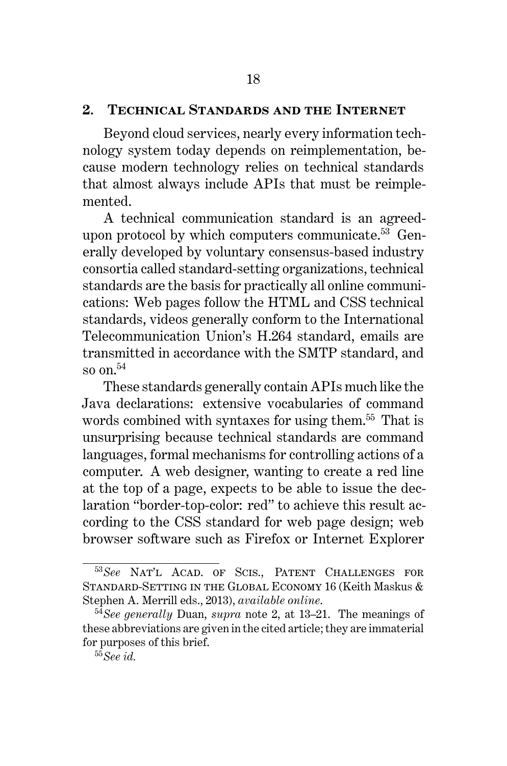## 2. Technical Standards and the Internet

Beyond cloud services, nearly every information technology system today depends on reimplementation, because modern technology relies on technical standards that almost always include APIs that must be reimplemented.

A technical communication standard is an agreed-upon protocol by which computers communicate.[53] Generally developed by voluntary consensus-based industry consortia called standard-setting organizations, technical standards are the basis for practically all online communications: Web pages follow the HTML and CSS technical standards, videos generally conform to the International Telecommunication Union's H.264 standard, emails are transmitted in accordance with the SMTP standard, and so on.[54]

These standards generally contain APIs much like the Java declarations: extensive vocabularies of command words combined with syntaxes for using them.[55] That is unsurprising because technical standards are command languages, formal mechanisms for controlling actions of a computer. A web designer, wanting to create a red line at the top of a page, expects to be able to issue the declaration "border-top-color: red" to achieve this result according to the CSS standard for web page design; web browser software such as Firefox or Internet Explorer

---

[53] *See* Nat'l Acad. of Scis., Patent Challenges for Standard-Setting in the Global Economy 16 (Keith Maskus & Stephen A. Merrill eds., 2013), *available online*.

[54] *See generally* Duan, *supra* note 2, at 13–21. The meanings of these abbreviations are given in the cited article; they are immaterial for purposes of this brief.

[55] *See id.*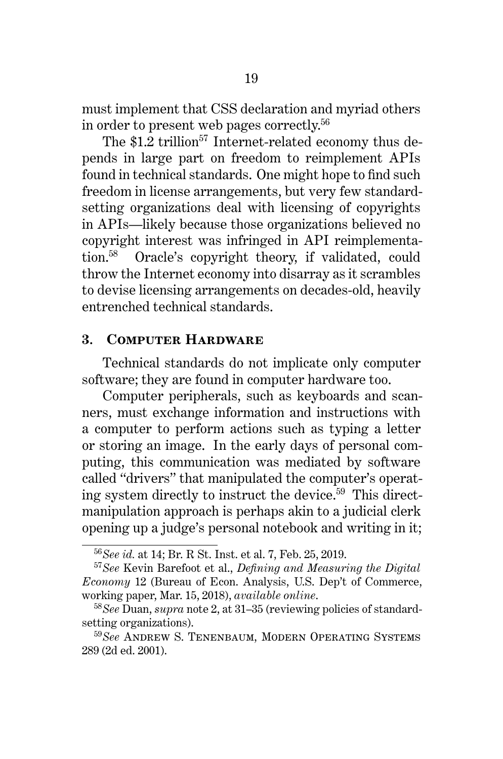must implement that CSS declaration and myriad others in order to present web pages correctly.[56]

The $1.2 trillion[57] Internet-related economy thus depends in large part on freedom to reimplement APIs found in technical standards. One might hope to find such freedom in license arrangements, but very few standard-setting organizations deal with licensing of copyrights in APIs—likely because those organizations believed no copyright interest was infringed in API reimplementation.[58] Oracle's copyright theory, if validated, could throw the Internet economy into disarray as it scrambles to devise licensing arrangements on decades-old, heavily entrenched technical standards.

### 3. Computer Hardware

Technical standards do not implicate only computer software; they are found in computer hardware too.

Computer peripherals, such as keyboards and scanners, must exchange information and instructions with a computer to perform actions such as typing a letter or storing an image. In the early days of personal computing, this communication was mediated by software called "drivers" that manipulated the computer's operating system directly to instruct the device.[59] This direct-manipulation approach is perhaps akin to a judicial clerk opening up a judge's personal notebook and writing in it;

---

[56] *See id.* at 14; Br. R St. Inst. et al. 7, Feb. 25, 2019.

[57] *See* Kevin Barefoot et al., *Defining and Measuring the Digital Economy* 12 (Bureau of Econ. Analysis, U.S. Dep't of Commerce, working paper, Mar. 15, 2018), *available online*.

[58] *See* Duan, *supra* note 2, at 31–35 (reviewing policies of standard-setting organizations).

[59] *See* Andrew S. Tenenbaum, Modern Operating Systems 289 (2d ed. 2001).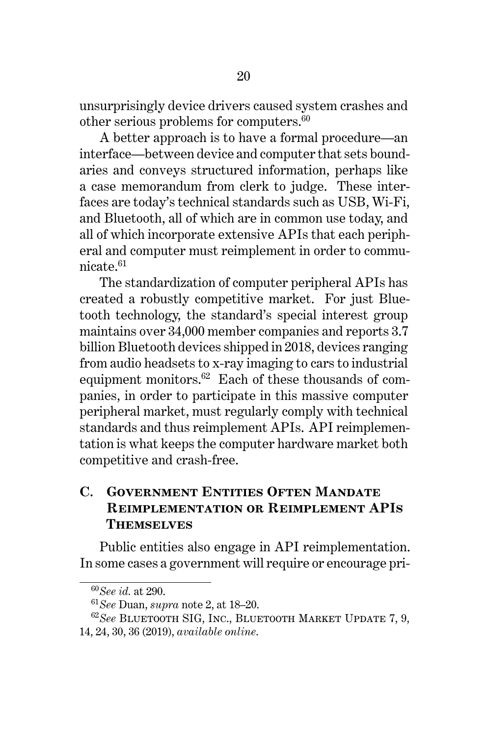unsurprisingly device drivers caused system crashes and other serious problems for computers.[60]

A better approach is to have a formal procedure—an interface—between device and computer that sets boundaries and conveys structured information, perhaps like a case memorandum from clerk to judge. These interfaces are today's technical standards such as USB, Wi-Fi, and Bluetooth, all of which are in common use today, and all of which incorporate extensive APIs that each peripheral and computer must reimplement in order to communicate.[61]

The standardization of computer peripheral APIs has created a robustly competitive market. For just Bluetooth technology, the standard's special interest group maintains over 34,000 member companies and reports 3.7 billion Bluetooth devices shipped in 2018, devices ranging from audio headsets to x-ray imaging to cars to industrial equipment monitors.[62] Each of these thousands of companies, in order to participate in this massive computer peripheral market, must regularly comply with technical standards and thus reimplement APIs. API reimplementation is what keeps the computer hardware market both competitive and crash-free.

### C. Government Entities Often Mandate Reimplementation or Reimplement APIs Themselves

Public entities also engage in API reimplementation. In some cases a government will require or encourage pri-

---

[60] *See id.* at 290.

[61] *See* Duan, *supra* note 2, at 18–20.

[62] *See* Bluetooth SIG, Inc., Bluetooth Market Update 7, 9, 14, 24, 30, 36 (2019), *available online*.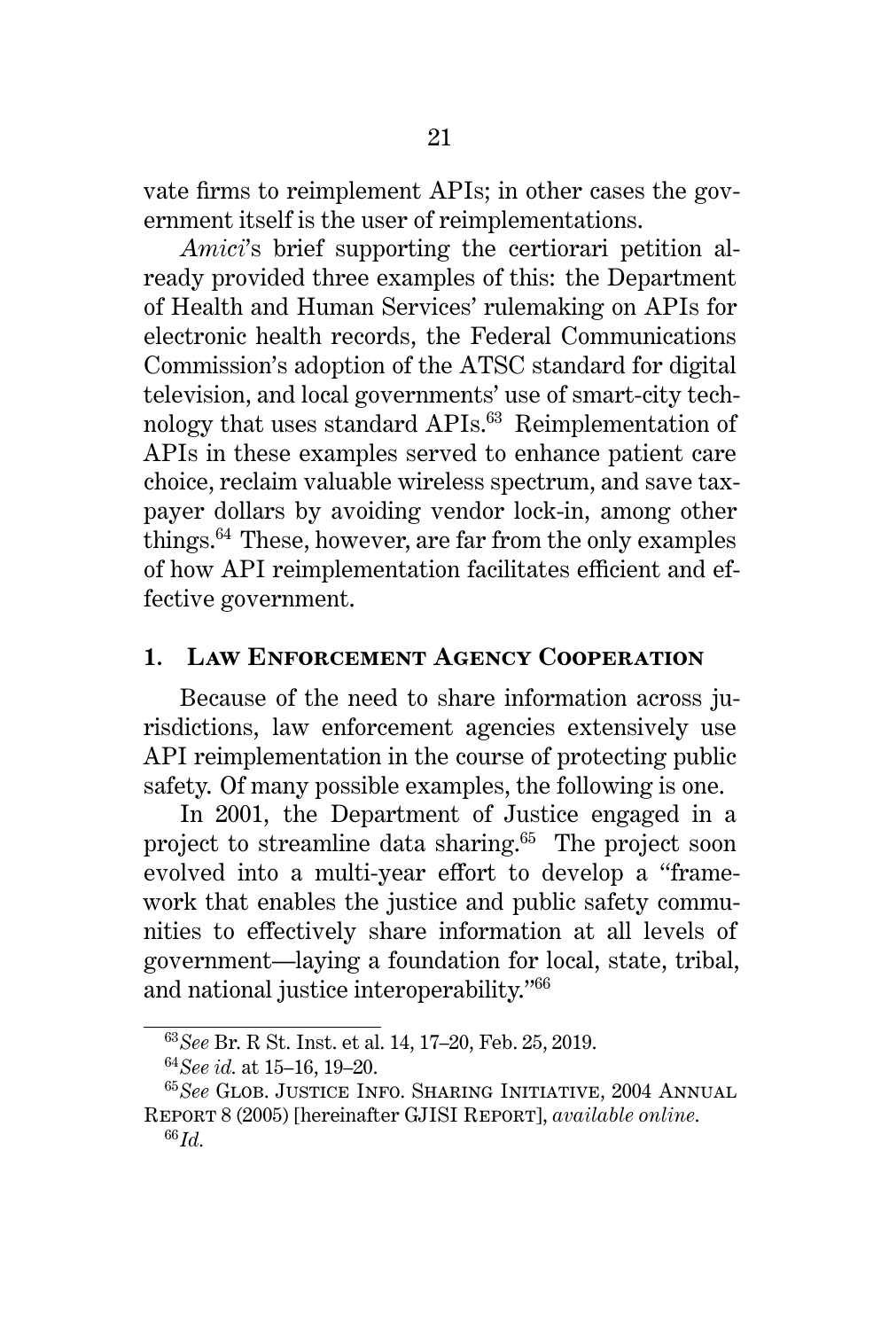vate firms to reimplement APIs; in other cases the government itself is the user of reimplementations.

*Amici*'s brief supporting the certiorari petition already provided three examples of this: the Department of Health and Human Services' rulemaking on APIs for electronic health records, the Federal Communications Commission's adoption of the ATSC standard for digital television, and local governments' use of smart-city technology that uses standard APIs.[63] Reimplementation of APIs in these examples served to enhance patient care choice, reclaim valuable wireless spectrum, and save taxpayer dollars by avoiding vendor lock-in, among other things.[64] These, however, are far from the only examples of how API reimplementation facilitates efficient and effective government.

### 1. Law Enforcement Agency Cooperation

Because of the need to share information across jurisdictions, law enforcement agencies extensively use API reimplementation in the course of protecting public safety. Of many possible examples, the following is one.

In 2001, the Department of Justice engaged in a project to streamline data sharing.[65] The project soon evolved into a multi-year effort to develop a "framework that enables the justice and public safety communities to effectively share information at all levels of government—laying a foundation for local, state, tribal, and national justice interoperability."[66]

---

[63] *See* Br. R St. Inst. et al. 14, 17–20, Feb. 25, 2019.

[64] *See id.* at 15–16, 19–20.

[65] *See* Glob. Justice Info. Sharing Initiative, 2004 Annual Report 8 (2005) [hereinafter GJISI Report], *available online*.

[66] *Id.*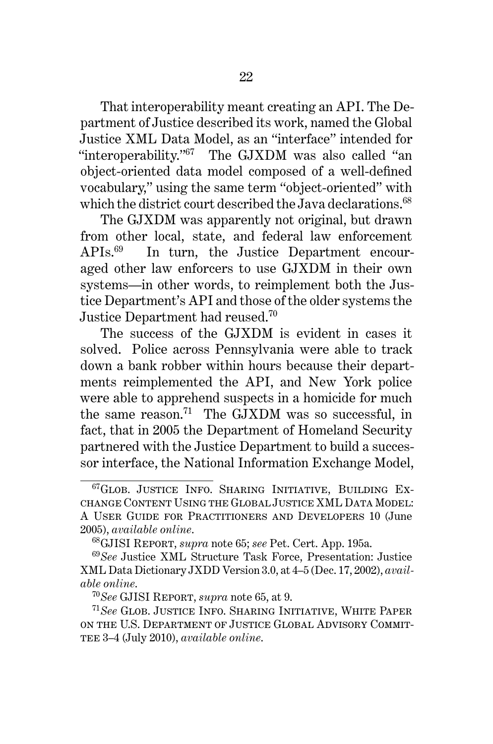That interoperability meant creating an API. The Department of Justice described its work, named the Global Justice XML Data Model, as an "interface" intended for "interoperability."[67] The GJXDM was also called "an object-oriented data model composed of a well-defined vocabulary," using the same term "object-oriented" with which the district court described the Java declarations.[68]

The GJXDM was apparently not original, but drawn from other local, state, and federal law enforcement APIs.[69] In turn, the Justice Department encouraged other law enforcers to use GJXDM in their own systems—in other words, to reimplement both the Justice Department's API and those of the older systems the Justice Department had reused.[70]

The success of the GJXDM is evident in cases it solved. Police across Pennsylvania were able to track down a bank robber within hours because their departments reimplemented the API, and New York police were able to apprehend suspects in a homicide for much the same reason.[71] The GJXDM was so successful, in fact, that in 2005 the Department of Homeland Security partnered with the Justice Department to build a successor interface, the National Information Exchange Model,

---

[67] GLOB. JUSTICE INFO. SHARING INITIATIVE, BUILDING EXCHANGE CONTENT USING THE GLOBAL JUSTICE XML DATA MODEL: A USER GUIDE FOR PRACTITIONERS AND DEVELOPERS 10 (June 2005), *available online*.

[68] GJISI REPORT, *supra* note 65; *see* Pet. Cert. App. 195a.

[69] *See* Justice XML Structure Task Force, Presentation: Justice XML Data Dictionary JXDD Version 3.0, at 4–5 (Dec. 17, 2002), *available online*.

[70] *See* GJISI REPORT, *supra* note 65, at 9.

[71] *See* GLOB. JUSTICE INFO. SHARING INITIATIVE, WHITE PAPER ON THE U.S. DEPARTMENT OF JUSTICE GLOBAL ADVISORY COMMITTEE 3–4 (July 2010), *available online*.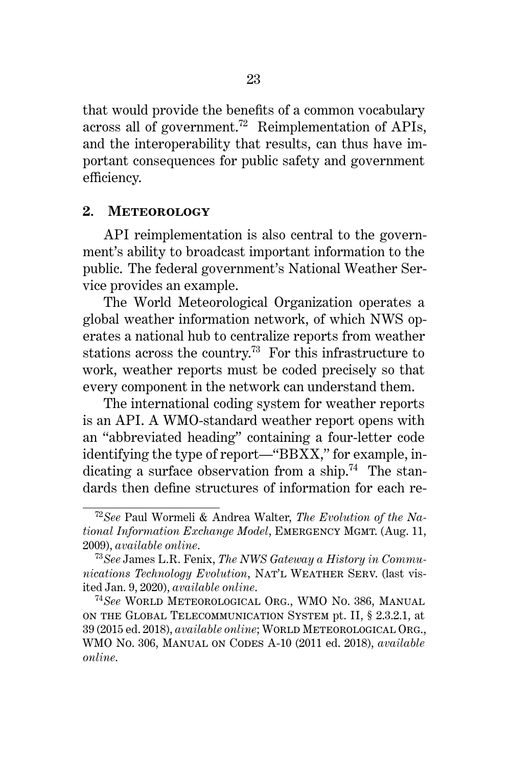that would provide the benefits of a common vocabulary across all of government.[72] Reimplementation of APIs, and the interoperability that results, can thus have important consequences for public safety and government efficiency.

### 2. Meteorology

API reimplementation is also central to the government's ability to broadcast important information to the public. The federal government's National Weather Service provides an example.

The World Meteorological Organization operates a global weather information network, of which NWS operates a national hub to centralize reports from weather stations across the country.[73] For this infrastructure to work, weather reports must be coded precisely so that every component in the network can understand them.

The international coding system for weather reports is an API. A WMO-standard weather report opens with an "abbreviated heading" containing a four-letter code identifying the type of report—"BBXX," for example, indicating a surface observation from a ship.[74] The standards then define structures of information for each re-

---

[72] *See* Paul Wormeli & Andrea Walter, *The Evolution of the National Information Exchange Model*, Emergency Mgmt. (Aug. 11, 2009), *available online*.

[73] *See* James L.R. Fenix, *The NWS Gateway a History in Communications Technology Evolution*, Nat'l Weather Serv. (last visited Jan. 9, 2020), *available online*.

[74] *See* World Meteorological Org., WMO No. 386, Manual on the Global Telecommunication System pt. II, § 2.3.2.1, at 39 (2015 ed. 2018), *available online*; World Meteorological Org., WMO No. 306, Manual on Codes A-10 (2011 ed. 2018), *available online*.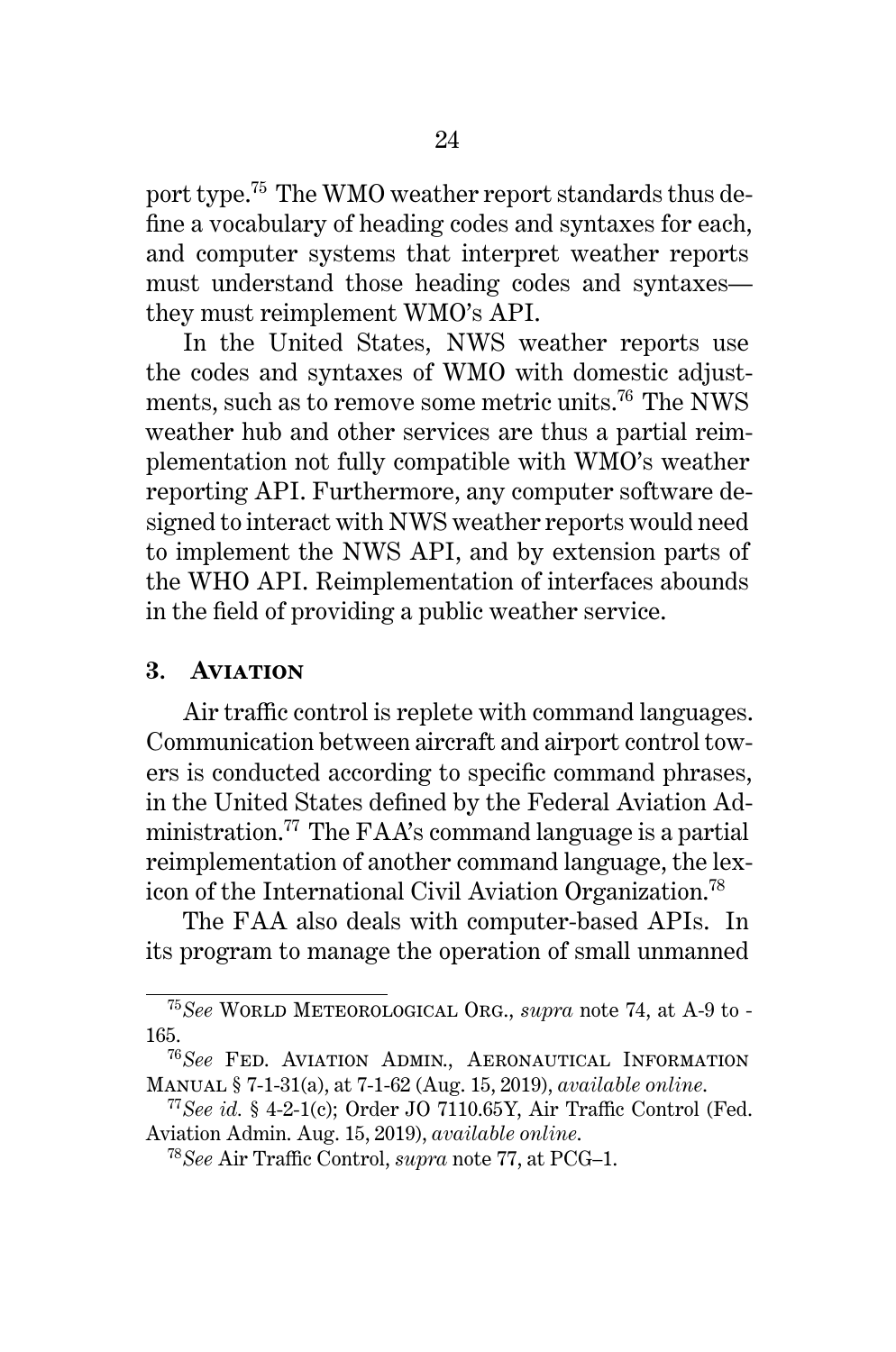port type.[75] The WMO weather report standards thus define a vocabulary of heading codes and syntaxes for each, and computer systems that interpret weather reports must understand those heading codes and syntaxes—they must reimplement WMO's API.

In the United States, NWS weather reports use the codes and syntaxes of WMO with domestic adjustments, such as to remove some metric units.[76] The NWS weather hub and other services are thus a partial reimplementation not fully compatible with WMO's weather reporting API. Furthermore, any computer software designed to interact with NWS weather reports would need to implement the NWS API, and by extension parts of the WHO API. Reimplementation of interfaces abounds in the field of providing a public weather service.

### 3. Aviation

Air traffic control is replete with command languages. Communication between aircraft and airport control towers is conducted according to specific command phrases, in the United States defined by the Federal Aviation Administration.[77] The FAA's command language is a partial reimplementation of another command language, the lexicon of the International Civil Aviation Organization.[78]

The FAA also deals with computer-based APIs. In its program to manage the operation of small unmanned

---

[75] *See* World Meteorological Org., *supra* note 74, at A-9 to -165.

[76] *See* Fed. Aviation Admin., Aeronautical Information Manual § 7-1-31(a), at 7-1-62 (Aug. 15, 2019), *available online*.

[77] *See id.* § 4-2-1(c); Order JO 7110.65Y, Air Traffic Control (Fed. Aviation Admin. Aug. 15, 2019), *available online*.

[78] *See* Air Traffic Control, *supra* note 77, at PCG–1.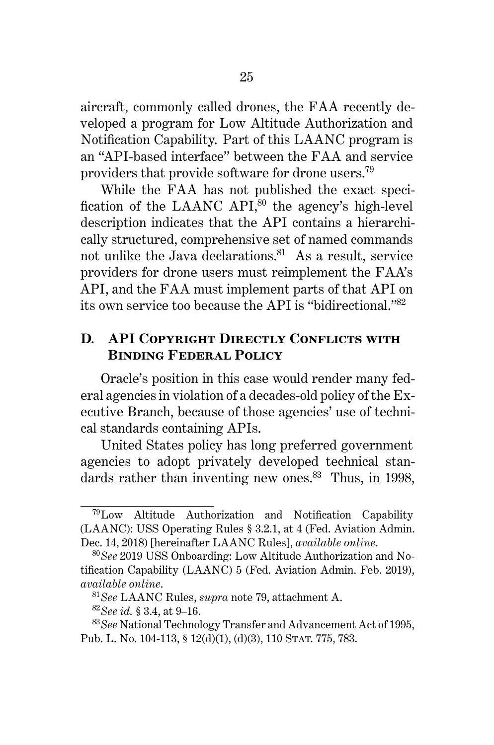aircraft, commonly called drones, the FAA recently developed a program for Low Altitude Authorization and Notification Capability. Part of this LAANC program is an "API-based interface" between the FAA and service providers that provide software for drone users.[79]

While the FAA has not published the exact specification of the LAANC API,[80] the agency's high-level description indicates that the API contains a hierarchically structured, comprehensive set of named commands not unlike the Java declarations.[81] As a result, service providers for drone users must reimplement the FAA's API, and the FAA must implement parts of that API on its own service too because the API is "bidirectional."[82]

## D. API Copyright Directly Conflicts with Binding Federal Policy

Oracle's position in this case would render many federal agencies in violation of a decades-old policy of the Executive Branch, because of those agencies' use of technical standards containing APIs.

United States policy has long preferred government agencies to adopt privately developed technical standards rather than inventing new ones.[83] Thus, in 1998,

---

[79] Low Altitude Authorization and Notification Capability (LAANC): USS Operating Rules § 3.2.1, at 4 (Fed. Aviation Admin. Dec. 14, 2018) [hereinafter LAANC Rules], *available online*.

[80] *See* 2019 USS Onboarding: Low Altitude Authorization and Notification Capability (LAANC) 5 (Fed. Aviation Admin. Feb. 2019), *available online*.

[81] *See* LAANC Rules, *supra* note 79, attachment A.

[82] *See id.* § 3.4, at 9–16.

[83] *See* National Technology Transfer and Advancement Act of 1995, Pub. L. No. 104-113, § 12(d)(1), (d)(3), 110 Stat. 775, 783.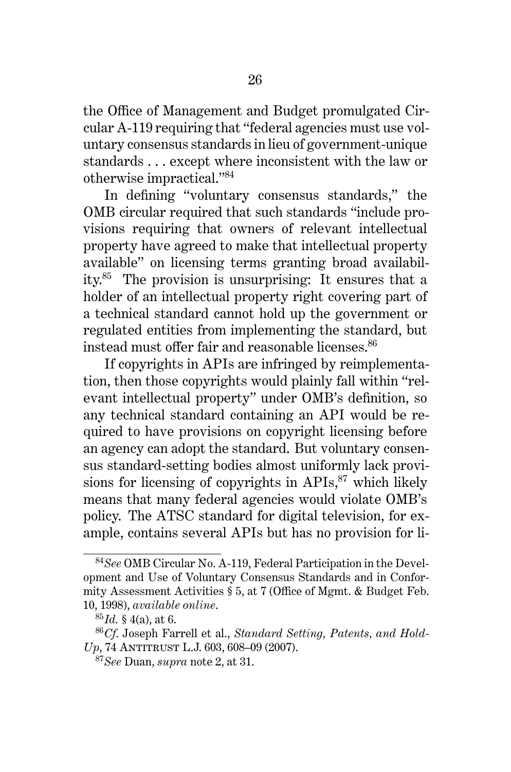the Office of Management and Budget promulgated Circular A-119 requiring that "federal agencies must use voluntary consensus standards in lieu of government-unique standards . . . except where inconsistent with the law or otherwise impractical."[84]

In defining "voluntary consensus standards," the OMB circular required that such standards "include provisions requiring that owners of relevant intellectual property have agreed to make that intellectual property available" on licensing terms granting broad availability.[85] The provision is unsurprising: It ensures that a holder of an intellectual property right covering part of a technical standard cannot hold up the government or regulated entities from implementing the standard, but instead must offer fair and reasonable licenses.[86]

If copyrights in APIs are infringed by reimplementation, then those copyrights would plainly fall within "relevant intellectual property" under OMB's definition, so any technical standard containing an API would be required to have provisions on copyright licensing before an agency can adopt the standard. But voluntary consensus standard-setting bodies almost uniformly lack provisions for licensing of copyrights in APIs,[87] which likely means that many federal agencies would violate OMB's policy. The ATSC standard for digital television, for example, contains several APIs but has no provision for li-

---

[84] *See* OMB Circular No. A-119, Federal Participation in the Development and Use of Voluntary Consensus Standards and in Conformity Assessment Activities § 5, at 7 (Office of Mgmt. & Budget Feb. 10, 1998), *available online*.

[85] *Id.* § 4(a), at 6.

[86] *Cf.* Joseph Farrell et al., *Standard Setting, Patents, and Hold-Up*, 74 ANTITRUST L.J. 603, 608–09 (2007).

[87] *See* Duan, *supra* note 2, at 31.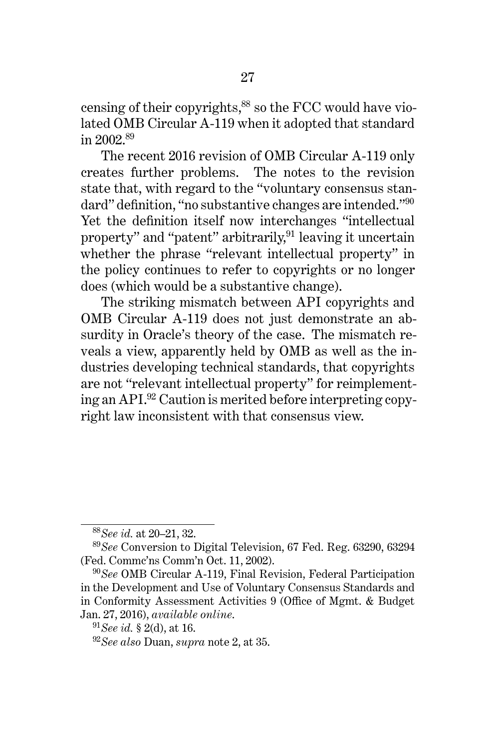censing of their copyrights,[88] so the FCC would have violated OMB Circular A-119 when it adopted that standard in 2002.[89]

The recent 2016 revision of OMB Circular A-119 only creates further problems. The notes to the revision state that, with regard to the "voluntary consensus standard" definition, "no substantive changes are intended."[90] Yet the definition itself now interchanges "intellectual property" and "patent" arbitrarily,[91] leaving it uncertain whether the phrase "relevant intellectual property" in the policy continues to refer to copyrights or no longer does (which would be a substantive change).

The striking mismatch between API copyrights and OMB Circular A-119 does not just demonstrate an absurdity in Oracle's theory of the case. The mismatch reveals a view, apparently held by OMB as well as the industries developing technical standards, that copyrights are not "relevant intellectual property" for reimplementing an API.[92] Caution is merited before interpreting copyright law inconsistent with that consensus view.

---

[88] *See id.* at 20–21, 32.

[89] *See* Conversion to Digital Television, 67 Fed. Reg. 63290, 63294 (Fed. Commc'ns Comm'n Oct. 11, 2002).

[90] *See* OMB Circular A-119, Final Revision, Federal Participation in the Development and Use of Voluntary Consensus Standards and in Conformity Assessment Activities 9 (Office of Mgmt. & Budget Jan. 27, 2016), *available online*.

[91] *See id.* § 2(d), at 16.

[92] *See also* Duan, *supra* note 2, at 35.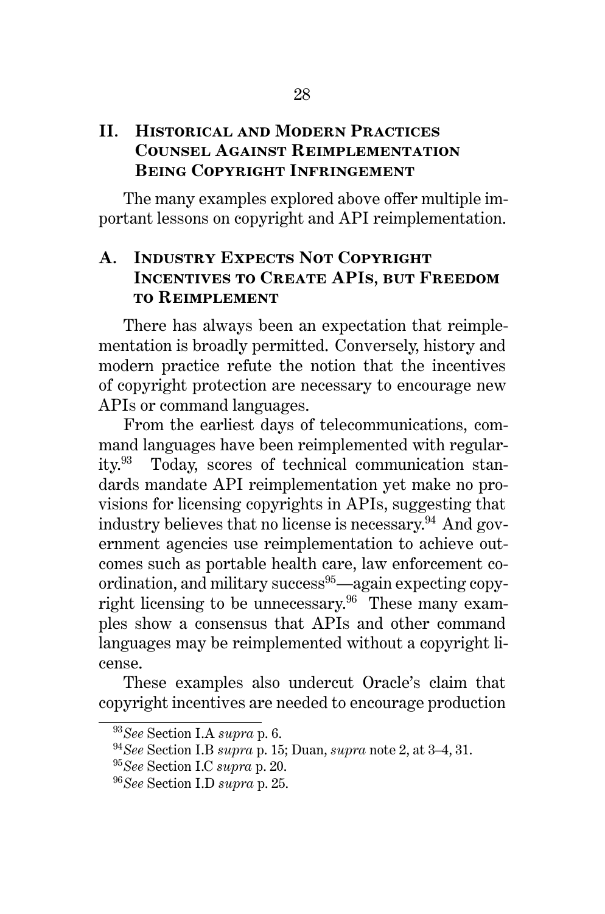## II. Historical and Modern Practices Counsel Against Reimplementation Being Copyright Infringement

The many examples explored above offer multiple important lessons on copyright and API reimplementation.

### A. Industry Expects Not Copyright Incentives to Create APIs, but Freedom to Reimplement

There has always been an expectation that reimplementation is broadly permitted. Conversely, history and modern practice refute the notion that the incentives of copyright protection are necessary to encourage new APIs or command languages.

From the earliest days of telecommunications, command languages have been reimplemented with regularity.[93] Today, scores of technical communication standards mandate API reimplementation yet make no provisions for licensing copyrights in APIs, suggesting that industry believes that no license is necessary.[94] And government agencies use reimplementation to achieve outcomes such as portable health care, law enforcement coordination, and military success[95]—again expecting copyright licensing to be unnecessary.[96] These many examples show a consensus that APIs and other command languages may be reimplemented without a copyright license.

These examples also undercut Oracle's claim that copyright incentives are needed to encourage production

---

[93] *See* Section I.A *supra* p. 6.

[94] *See* Section I.B *supra* p. 15; Duan, *supra* note 2, at 3–4, 31.

[95] *See* Section I.C *supra* p. 20.

[96] *See* Section I.D *supra* p. 25.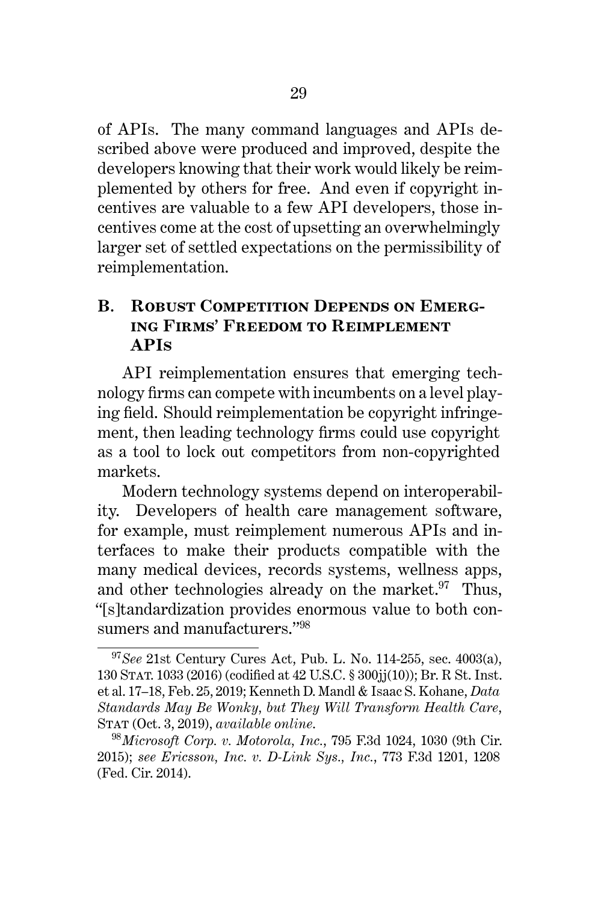of APIs. The many command languages and APIs described above were produced and improved, despite the developers knowing that their work would likely be reimplemented by others for free. And even if copyright incentives are valuable to a few API developers, those incentives come at the cost of upsetting an overwhelmingly larger set of settled expectations on the permissibility of reimplementation.

## B. Robust Competition Depends on Emerging Firms' Freedom to Reimplement APIs

API reimplementation ensures that emerging technology firms can compete with incumbents on a level playing field. Should reimplementation be copyright infringement, then leading technology firms could use copyright as a tool to lock out competitors from non-copyrighted markets.

Modern technology systems depend on interoperability. Developers of health care management software, for example, must reimplement numerous APIs and interfaces to make their products compatible with the many medical devices, records systems, wellness apps, and other technologies already on the market.[97] Thus, "[s]tandardization provides enormous value to both consumers and manufacturers."[98]

---

[97] *See* 21st Century Cures Act, Pub. L. No. 114-255, sec. 4003(a), 130 Stat. 1033 (2016) (codified at 42 U.S.C. § 300jj(10)); Br. R St. Inst. et al. 17–18, Feb. 25, 2019; Kenneth D. Mandl & Isaac S. Kohane, *Data Standards May Be Wonky, but They Will Transform Health Care*, Stat (Oct. 3, 2019), *available online*.

[98] *Microsoft Corp. v. Motorola, Inc.*, 795 F.3d 1024, 1030 (9th Cir. 2015); *see Ericsson, Inc. v. D-Link Sys., Inc.*, 773 F.3d 1201, 1208 (Fed. Cir. 2014).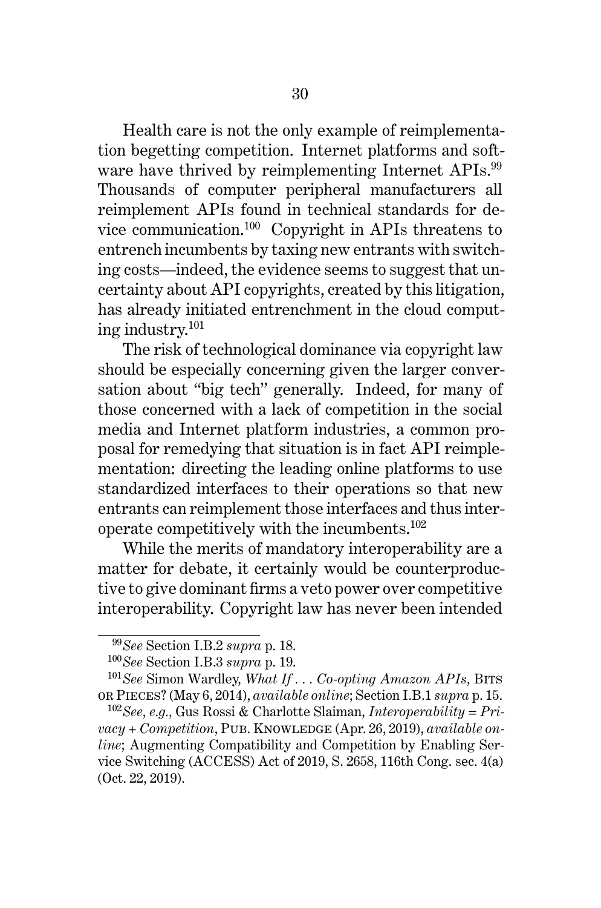Health care is not the only example of reimplementation begetting competition. Internet platforms and software have thrived by reimplementing Internet APIs.[99] Thousands of computer peripheral manufacturers all reimplement APIs found in technical standards for device communication.[100] Copyright in APIs threatens to entrench incumbents by taxing new entrants with switching costs—indeed, the evidence seems to suggest that uncertainty about API copyrights, created by this litigation, has already initiated entrenchment in the cloud computing industry.[101]

The risk of technological dominance via copyright law should be especially concerning given the larger conversation about "big tech" generally. Indeed, for many of those concerned with a lack of competition in the social media and Internet platform industries, a common proposal for remedying that situation is in fact API reimplementation: directing the leading online platforms to use standardized interfaces to their operations so that new entrants can reimplement those interfaces and thus interoperate competitively with the incumbents.[102]

While the merits of mandatory interoperability are a matter for debate, it certainly would be counterproductive to give dominant firms a veto power over competitive interoperability. Copyright law has never been intended

---

[99] *See* Section I.B.2 *supra* p. 18.

[100] *See* Section I.B.3 *supra* p. 19.

[101] *See* Simon Wardley, *What If . . . Co-opting Amazon APIs*, Bits or Pieces? (May 6, 2014), *available online*; Section I.B.1 *supra* p. 15.

[102] *See, e.g.*, Gus Rossi & Charlotte Slaiman, *Interoperability = Privacy + Competition*, Pub. Knowledge (Apr. 26, 2019), *available online*; Augmenting Compatibility and Competition by Enabling Service Switching (ACCESS) Act of 2019, S. 2658, 116th Cong. sec. 4(a) (Oct. 22, 2019).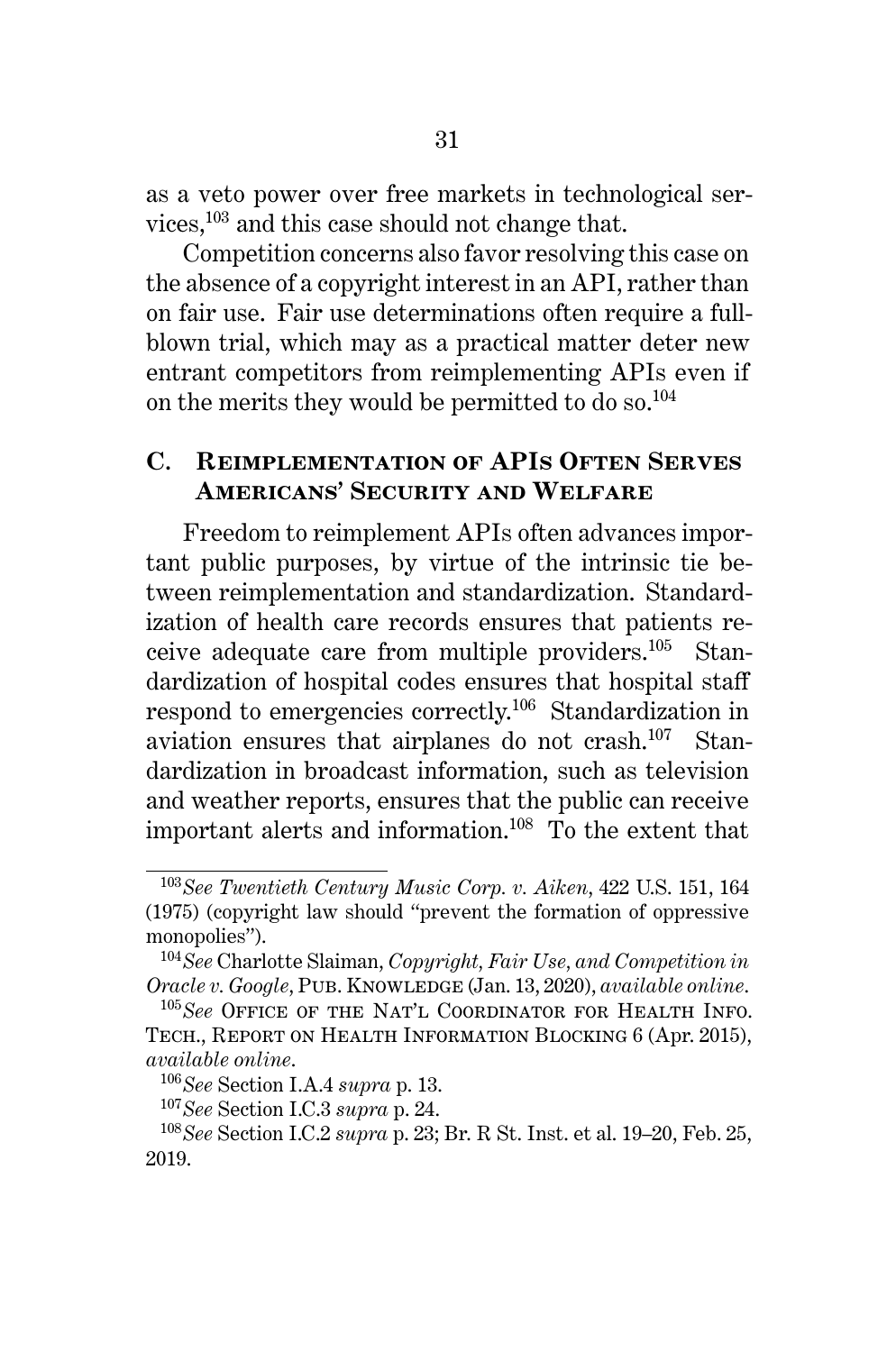as a veto power over free markets in technological services,[103] and this case should not change that.

Competition concerns also favor resolving this case on the absence of a copyright interest in an API, rather than on fair use. Fair use determinations often require a full-blown trial, which may as a practical matter deter new entrant competitors from reimplementing APIs even if on the merits they would be permitted to do so.[104]

### C. Reimplementation of APIs Often Serves Americans' Security and Welfare

Freedom to reimplement APIs often advances important public purposes, by virtue of the intrinsic tie between reimplementation and standardization. Standardization of health care records ensures that patients receive adequate care from multiple providers.[105] Standardization of hospital codes ensures that hospital staff respond to emergencies correctly.[106] Standardization in aviation ensures that airplanes do not crash.[107] Standardization in broadcast information, such as television and weather reports, ensures that the public can receive important alerts and information.[108] To the extent that

---

[103] *See Twentieth Century Music Corp. v. Aiken*, 422 U.S. 151, 164 (1975) (copyright law should "prevent the formation of oppressive monopolies").

[104] *See* Charlotte Slaiman, *Copyright, Fair Use, and Competition in Oracle v. Google*, Pub. Knowledge (Jan. 13, 2020), *available online*.

[105] *See* Office of the Nat'l Coordinator for Health Info. Tech., Report on Health Information Blocking 6 (Apr. 2015), *available online*.

[106] *See* Section I.A.4 *supra* p. 13.

[107] *See* Section I.C.3 *supra* p. 24.

[108] *See* Section I.C.2 *supra* p. 23; Br. R St. Inst. et al. 19–20, Feb. 25, 2019.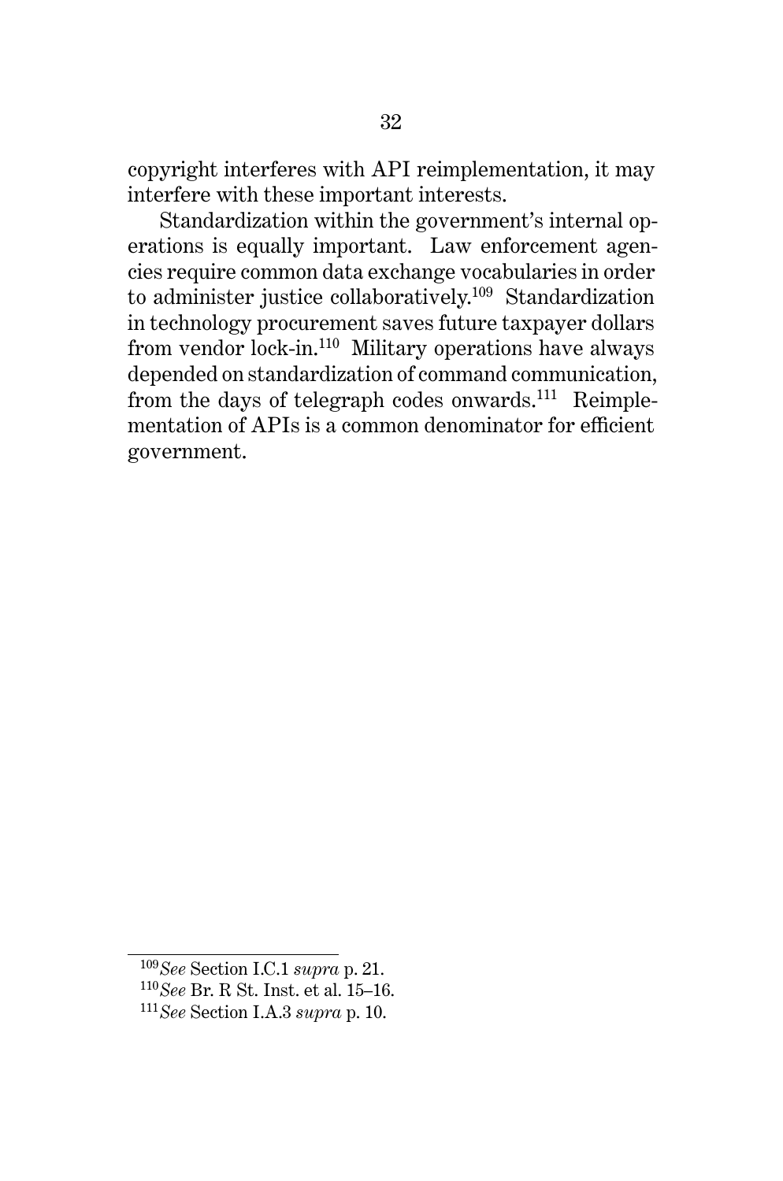copyright interferes with API reimplementation, it may interfere with these important interests.

Standardization within the government's internal operations is equally important. Law enforcement agencies require common data exchange vocabularies in order to administer justice collaboratively.[109] Standardization in technology procurement saves future taxpayer dollars from vendor lock-in.[110] Military operations have always depended on standardization of command communication, from the days of telegraph codes onwards.[111] Reimplementation of APIs is a common denominator for efficient government.

---

[109] *See* Section I.C.1 *supra* p. 21.

[110] *See* Br. R St. Inst. et al. 15–16.

[111] *See* Section I.A.3 *supra* p. 10.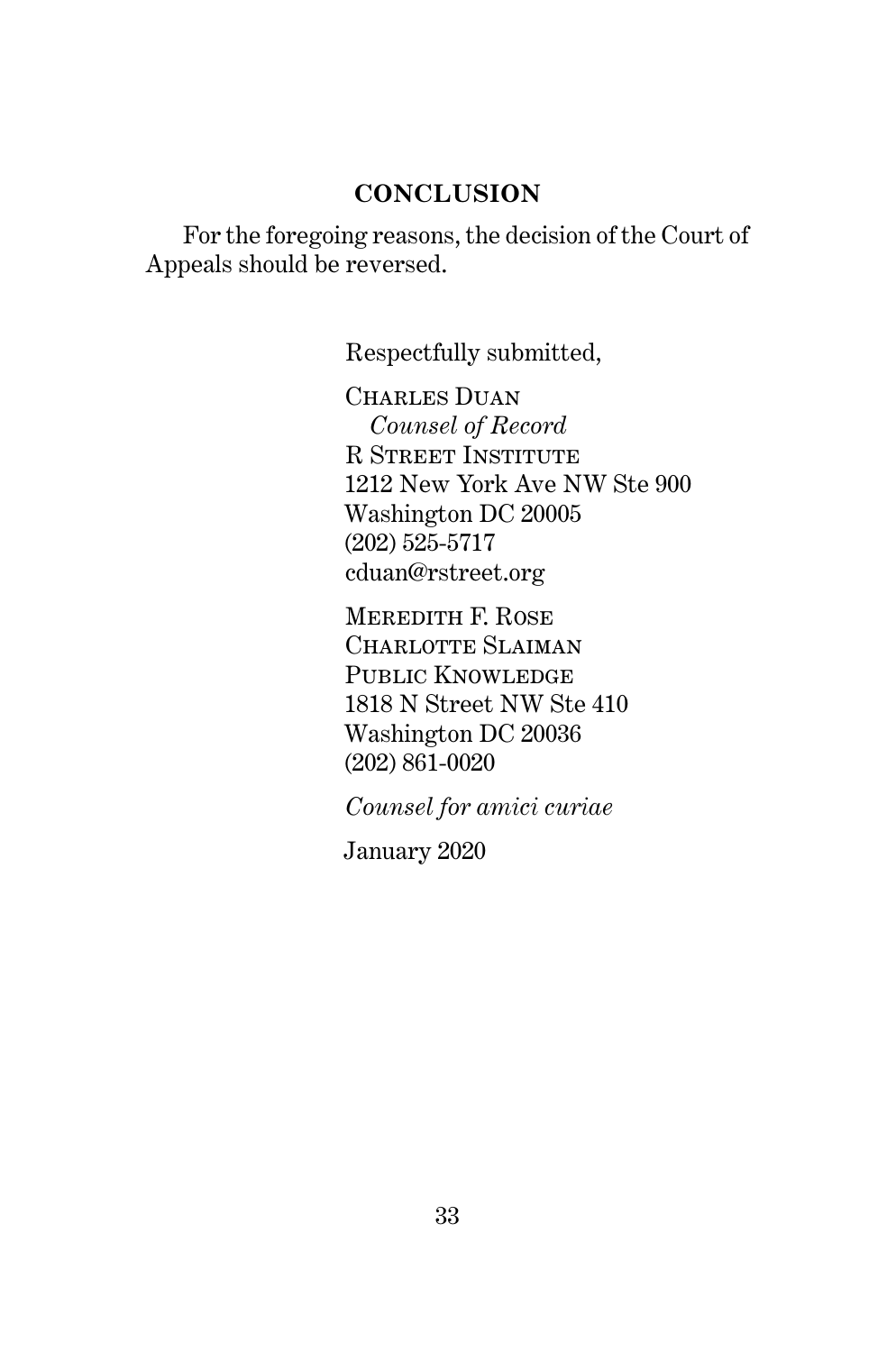## CONCLUSION

For the foregoing reasons, the decision of the Court of Appeals should be reversed.

Respectfully submitted,

CHARLES DUAN
*Counsel of Record*
R STREET INSTITUTE
1212 New York Ave NW Ste 900
Washington DC 20005
(202) 525-5717
cduan@rstreet.org

MEREDITH F. ROSE
CHARLOTTE SLAIMAN
PUBLIC KNOWLEDGE
1818 N Street NW Ste 410
Washington DC 20036
(202) 861-0020

*Counsel for amici curiae*

January 2020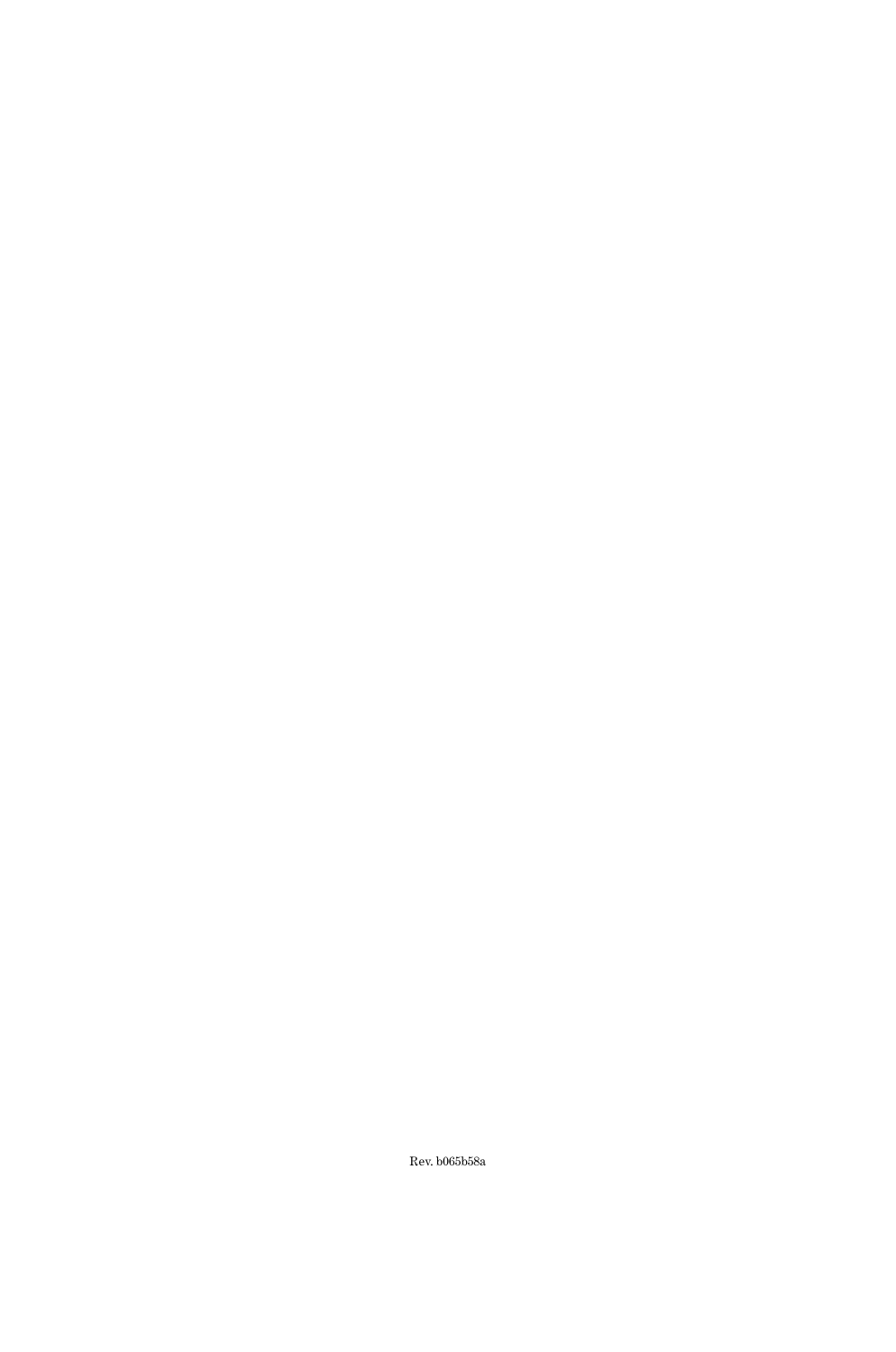Rev. b065b58a